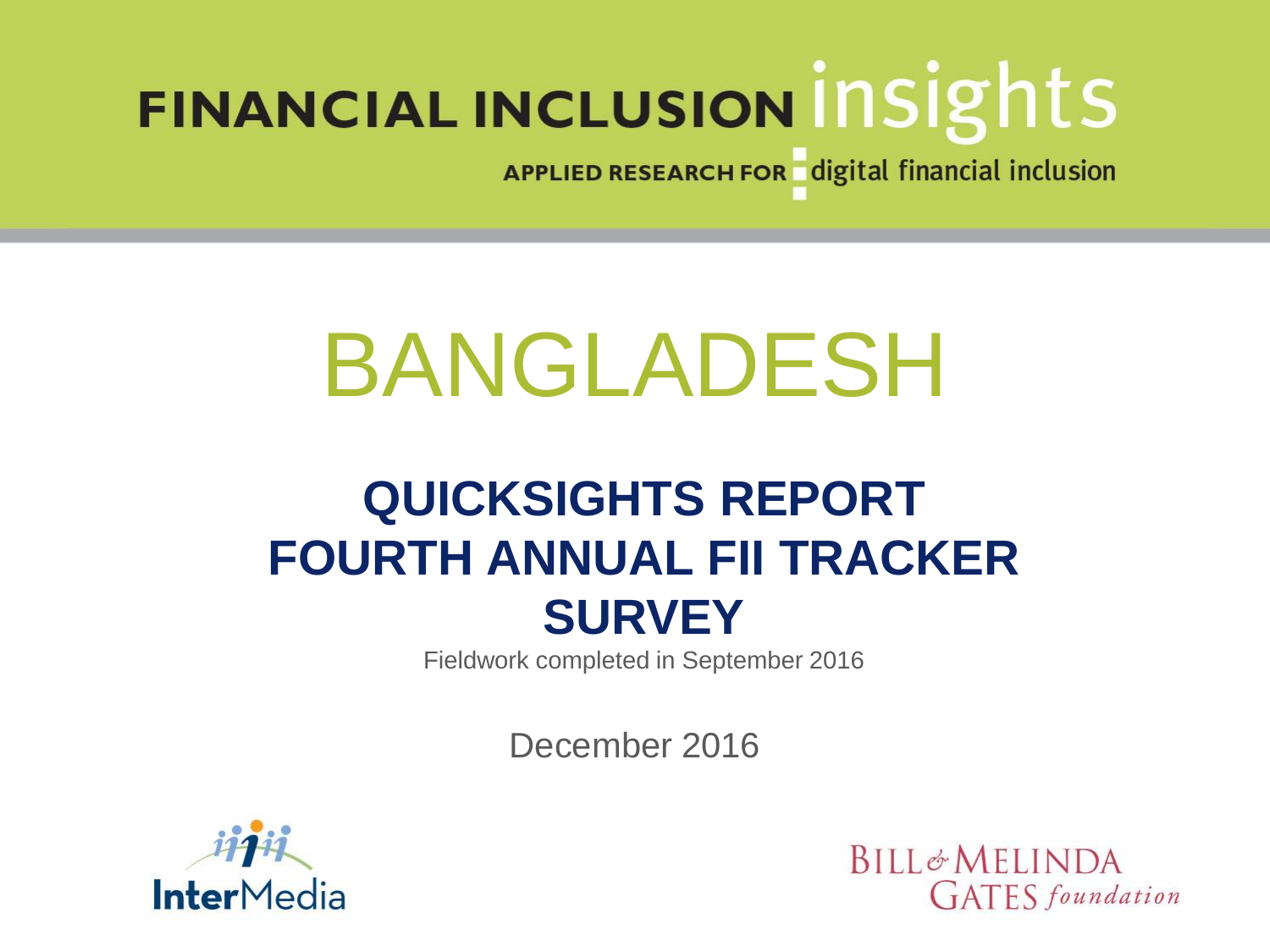FINANCIAL INCLUSION insights

APPLIED RESEARCH FOR digital financial inclusion

# BANGLADESH

## QUICKSIGHTS REPORT FOURTH ANNUAL FII TRACKER SURVEY

Fieldwork completed in September 2016

December 2016

InterMedia

BILL & MELINDA GATES foundation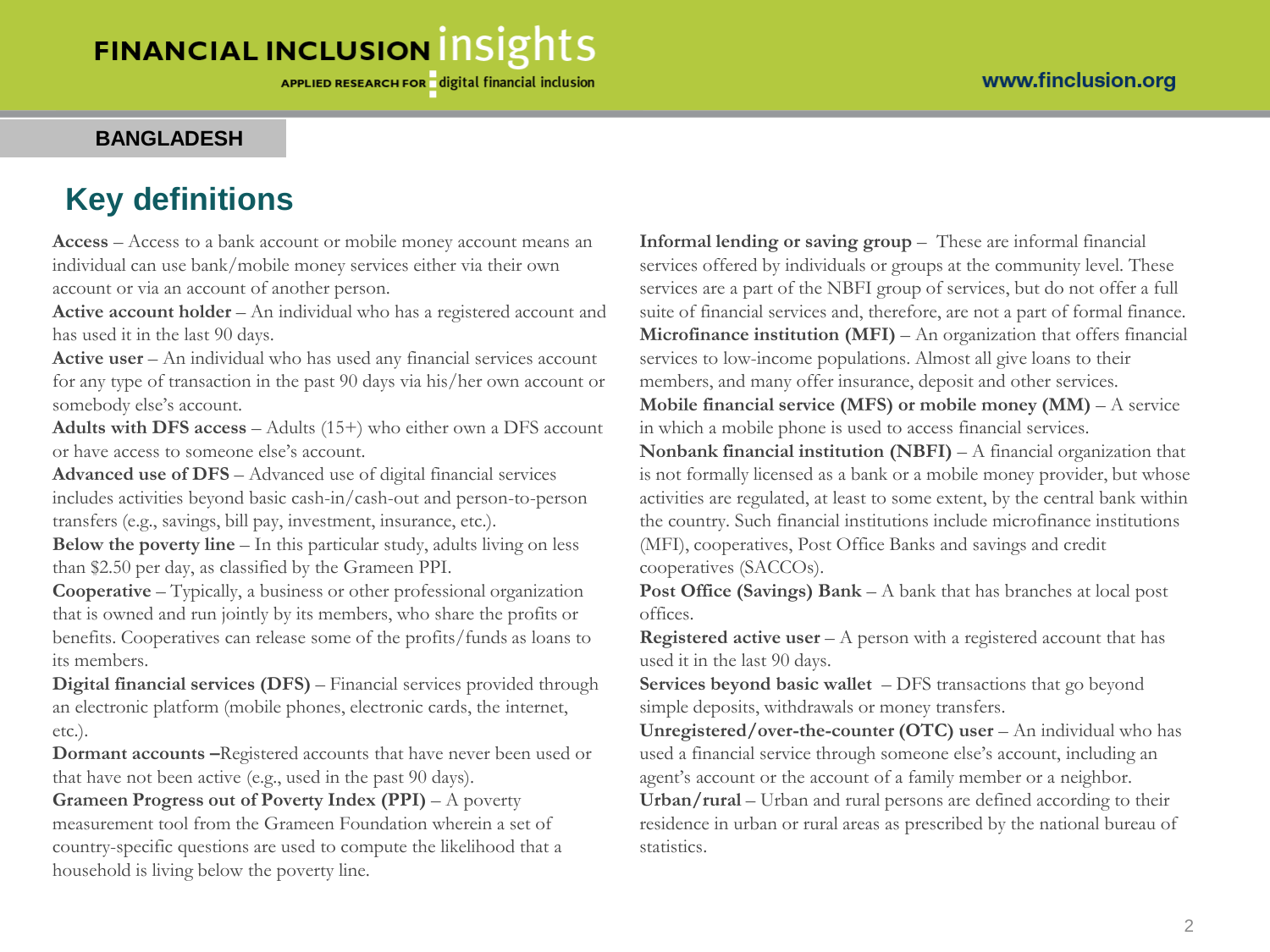BANGLADESH

# Key definitions

**Access** – Access to a bank account or mobile money account means an individual can use bank/mobile money services either via their own account or via an account of another person.

**Active account holder** – An individual who has a registered account and has used it in the last 90 days.

**Active user** – An individual who has used any financial services account for any type of transaction in the past 90 days via his/her own account or somebody else's account.

**Adults with DFS access** – Adults (15+) who either own a DFS account or have access to someone else's account.

**Advanced use of DFS** – Advanced use of digital financial services includes activities beyond basic cash-in/cash-out and person-to-person transfers (e.g., savings, bill pay, investment, insurance, etc.).

**Below the poverty line** – In this particular study, adults living on less than $2.50 per day, as classified by the Grameen PPI.

**Cooperative** – Typically, a business or other professional organization that is owned and run jointly by its members, who share the profits or benefits. Cooperatives can release some of the profits/funds as loans to its members.

**Digital financial services (DFS)** – Financial services provided through an electronic platform (mobile phones, electronic cards, the internet, etc.).

**Dormant accounts** –Registered accounts that have never been used or that have not been active (e.g., used in the past 90 days).

**Grameen Progress out of Poverty Index (PPI)** – A poverty measurement tool from the Grameen Foundation wherein a set of country-specific questions are used to compute the likelihood that a household is living below the poverty line.

**Informal lending or saving group** – These are informal financial services offered by individuals or groups at the community level. These services are a part of the NBFI group of services, but do not offer a full suite of financial services and, therefore, are not a part of formal finance.

**Microfinance institution (MFI)** – An organization that offers financial services to low-income populations. Almost all give loans to their members, and many offer insurance, deposit and other services.

**Mobile financial service (MFS) or mobile money (MM)** – A service in which a mobile phone is used to access financial services.

**Nonbank financial institution (NBFI)** – A financial organization that is not formally licensed as a bank or a mobile money provider, but whose activities are regulated, at least to some extent, by the central bank within the country. Such financial institutions include microfinance institutions (MFI), cooperatives, Post Office Banks and savings and credit cooperatives (SACCOs).

**Post Office (Savings) Bank** – A bank that has branches at local post offices.

**Registered active user** – A person with a registered account that has used it in the last 90 days.

**Services beyond basic wallet** – DFS transactions that go beyond simple deposits, withdrawals or money transfers.

**Unregistered/over-the-counter (OTC) user** – An individual who has used a financial service through someone else's account, including an agent's account or the account of a family member or a neighbor.

**Urban/rural** – Urban and rural persons are defined according to their residence in urban or rural areas as prescribed by the national bureau of statistics.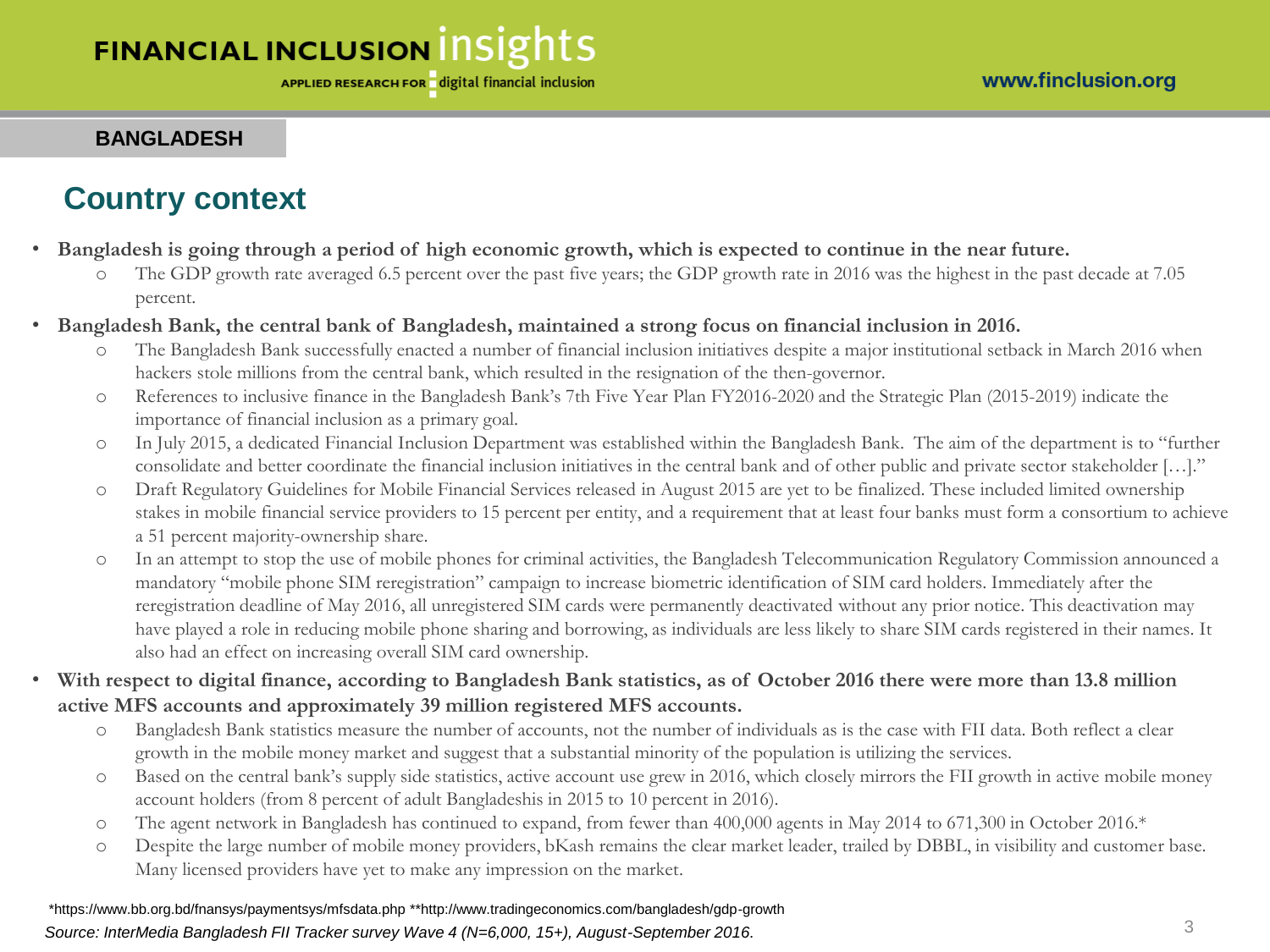## BANGLADESH

# Country context

- **Bangladesh is going through a period of high economic growth, which is expected to continue in the near future.**
  - The GDP growth rate averaged 6.5 percent over the past five years; the GDP growth rate in 2016 was the highest in the past decade at 7.05 percent.
- **Bangladesh Bank, the central bank of Bangladesh, maintained a strong focus on financial inclusion in 2016.**
  - The Bangladesh Bank successfully enacted a number of financial inclusion initiatives despite a major institutional setback in March 2016 when hackers stole millions from the central bank, which resulted in the resignation of the then-governor.
  - References to inclusive finance in the Bangladesh Bank's 7th Five Year Plan FY2016-2020 and the Strategic Plan (2015-2019) indicate the importance of financial inclusion as a primary goal.
  - In July 2015, a dedicated Financial Inclusion Department was established within the Bangladesh Bank. The aim of the department is to "further consolidate and better coordinate the financial inclusion initiatives in the central bank and of other public and private sector stakeholder […]."
  - Draft Regulatory Guidelines for Mobile Financial Services released in August 2015 are yet to be finalized. These included limited ownership stakes in mobile financial service providers to 15 percent per entity, and a requirement that at least four banks must form a consortium to achieve a 51 percent majority-ownership share.
  - In an attempt to stop the use of mobile phones for criminal activities, the Bangladesh Telecommunication Regulatory Commission announced a mandatory "mobile phone SIM reregistration" campaign to increase biometric identification of SIM card holders. Immediately after the reregistration deadline of May 2016, all unregistered SIM cards were permanently deactivated without any prior notice. This deactivation may have played a role in reducing mobile phone sharing and borrowing, as individuals are less likely to share SIM cards registered in their names. It also had an effect on increasing overall SIM card ownership.
- **With respect to digital finance, according to Bangladesh Bank statistics, as of October 2016 there were more than 13.8 million active MFS accounts and approximately 39 million registered MFS accounts.**
  - Bangladesh Bank statistics measure the number of accounts, not the number of individuals as is the case with FII data. Both reflect a clear growth in the mobile money market and suggest that a substantial minority of the population is utilizing the services.
  - Based on the central bank's supply side statistics, active account use grew in 2016, which closely mirrors the FII growth in active mobile money account holders (from 8 percent of adult Bangladeshis in 2015 to 10 percent in 2016).
  - The agent network in Bangladesh has continued to expand, from fewer than 400,000 agents in May 2014 to 671,300 in October 2016.*
  - Despite the large number of mobile money providers, bKash remains the clear market leader, trailed by DBBL, in visibility and customer base. Many licensed providers have yet to make any impression on the market.

*https://www.bb.org.bd/fnansys/paymentsys/mfsdata.php **http://www.tradingeconomics.com/bangladesh/gdp-growth

*Source: InterMedia Bangladesh FII Tracker survey Wave 4 (N=6,000, 15+), August-September 2016.*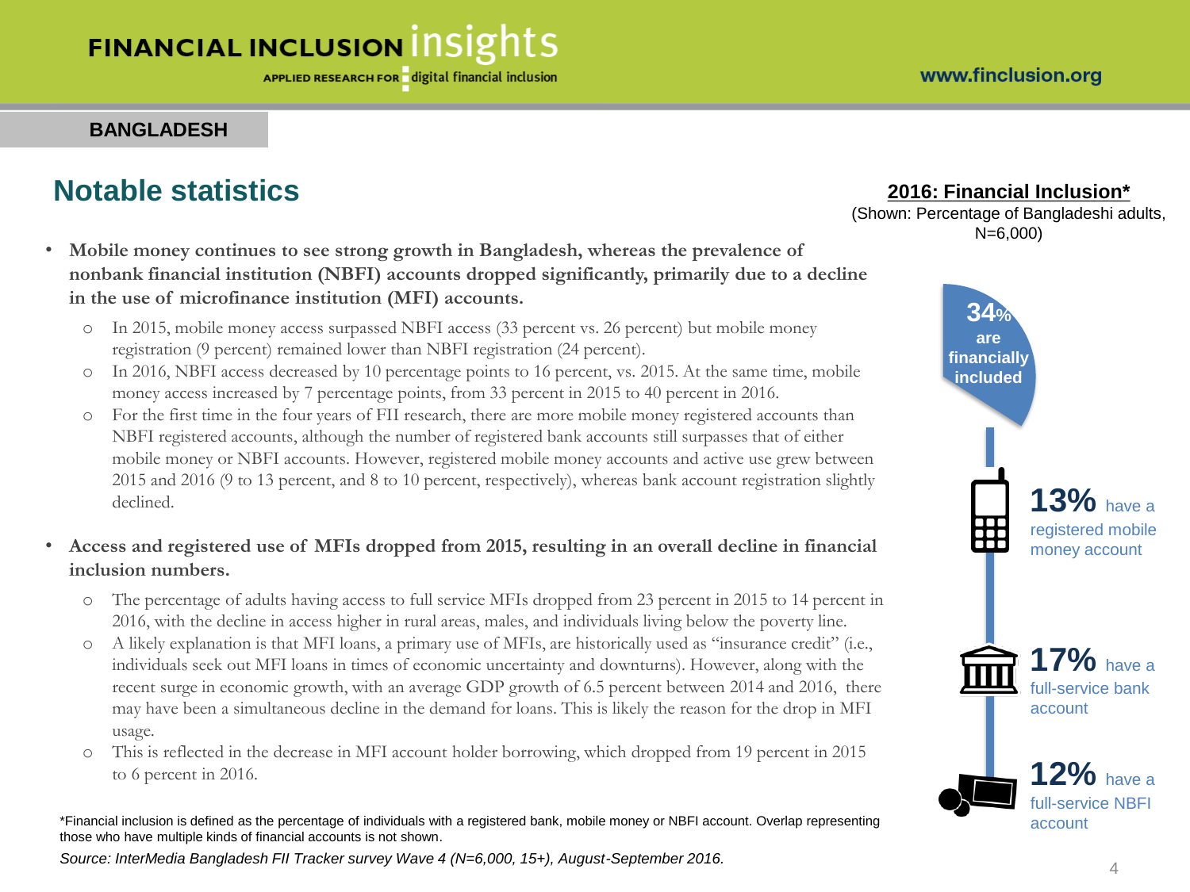## BANGLADESH

# Notable statistics

- **Mobile money continues to see strong growth in Bangladesh, whereas the prevalence of nonbank financial institution (NBFI) accounts dropped significantly, primarily due to a decline in the use of microfinance institution (MFI) accounts.**
  - In 2015, mobile money access surpassed NBFI access (33 percent vs. 26 percent) but mobile money registration (9 percent) remained lower than NBFI registration (24 percent).
  - In 2016, NBFI access decreased by 10 percentage points to 16 percent, vs. 2015. At the same time, mobile money access increased by 7 percentage points, from 33 percent in 2015 to 40 percent in 2016.
  - For the first time in the four years of FII research, there are more mobile money registered accounts than NBFI registered accounts, although the number of registered bank accounts still surpasses that of either mobile money or NBFI accounts. However, registered mobile money accounts and active use grew between 2015 and 2016 (9 to 13 percent, and 8 to 10 percent, respectively), whereas bank account registration slightly declined.

- **Access and registered use of MFIs dropped from 2015, resulting in an overall decline in financial inclusion numbers.**
  - The percentage of adults having access to full service MFIs dropped from 23 percent in 2015 to 14 percent in 2016, with the decline in access higher in rural areas, males, and individuals living below the poverty line.
  - A likely explanation is that MFI loans, a primary use of MFIs, are historically used as "insurance credit" (i.e., individuals seek out MFI loans in times of economic uncertainty and downturns). However, along with the recent surge in economic growth, with an average GDP growth of 6.5 percent between 2014 and 2016, there may have been a simultaneous decline in the demand for loans. This is likely the reason for the drop in MFI usage.
  - This is reflected in the decrease in MFI account holder borrowing, which dropped from 19 percent in 2015 to 6 percent in 2016.

**2016: Financial Inclusion***

(Shown: Percentage of Bangladeshi adults, N=6,000)

- **34%** are financially included
- **13%** have a registered mobile money account
- **17%** have a full-service bank account
- **12%** have a full-service NBFI account

*Financial inclusion is defined as the percentage of individuals with a registered bank, mobile money or NBFI account. Overlap representing those who have multiple kinds of financial accounts is not shown.

*Source: InterMedia Bangladesh FII Tracker survey Wave 4 (N=6,000, 15+), August-September 2016.*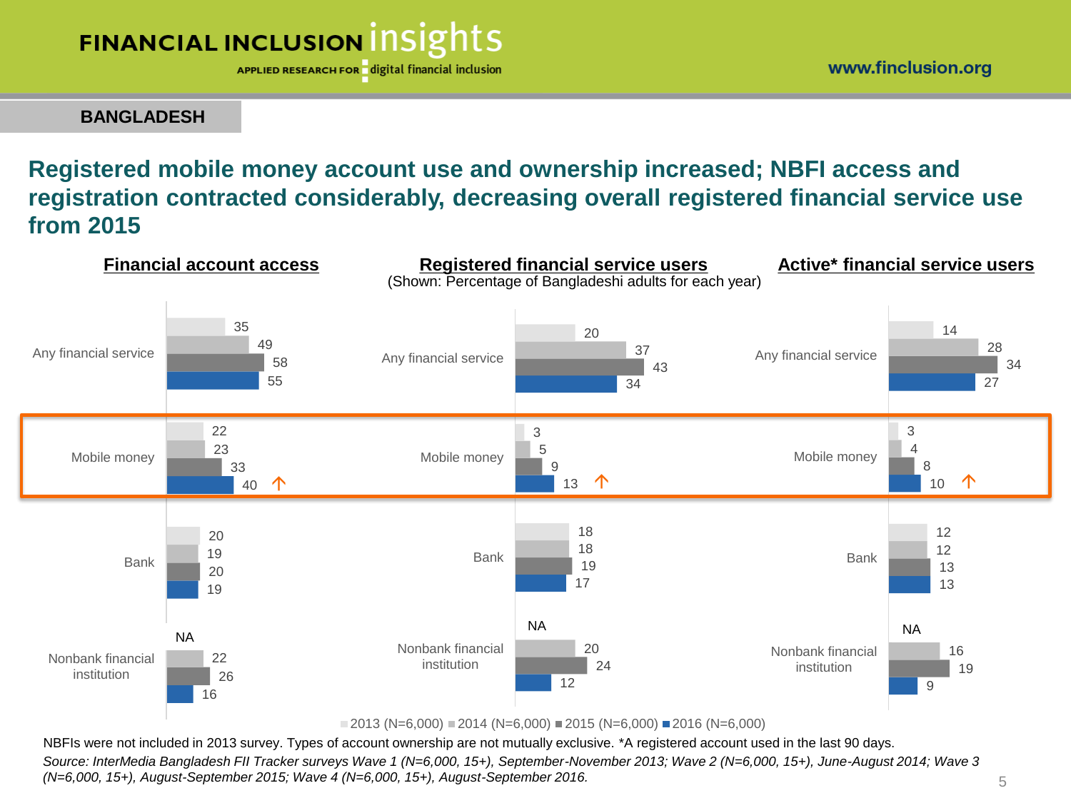BANGLADESH

## Registered mobile money account use and ownership increased; NBFI access and registration contracted considerably, decreasing overall registered financial service use from 2015

(Shown: Percentage of Bangladeshi adults for each year)

**Financial account access**

| | 2013 (N=6,000) | 2014 (N=6,000) | 2015 (N=6,000) | 2016 (N=6,000) |
|---|---|---|---|---|
| Any financial service | 35 | 49 | 58 | 55 |
| Mobile money | 22 | 23 | 33 | 40 ↑ |
| Bank | 20 | 19 | 20 | 19 |
| Nonbank financial institution | NA | 22 | 26 | 16 |

**Registered financial service users**

| | 2013 (N=6,000) | 2014 (N=6,000) | 2015 (N=6,000) | 2016 (N=6,000) |
|---|---|---|---|---|
| Any financial service | 20 | 37 | 43 | 34 |
| Mobile money | 3 | 5 | 9 | 13 ↑ |
| Bank | 18 | 18 | 19 | 17 |
| Nonbank financial institution | NA | 20 | 24 | 12 |

**Active* financial service users**

| | 2013 (N=6,000) | 2014 (N=6,000) | 2015 (N=6,000) | 2016 (N=6,000) |
|---|---|---|---|---|
| Any financial service | 14 | 28 | 34 | 27 |
| Mobile money | 3 | 4 | 8 | 10 ↑ |
| Bank | 12 | 12 | 13 | 13 |
| Nonbank financial institution | NA | 16 | 19 | 9 |

NBFIs were not included in 2013 survey. Types of account ownership are not mutually exclusive. *A registered account used in the last 90 days.

*Source: InterMedia Bangladesh FII Tracker surveys Wave 1 (N=6,000, 15+), September-November 2013; Wave 2 (N=6,000, 15+), June-August 2014; Wave 3 (N=6,000, 15+), August-September 2015; Wave 4 (N=6,000, 15+), August-September 2016.*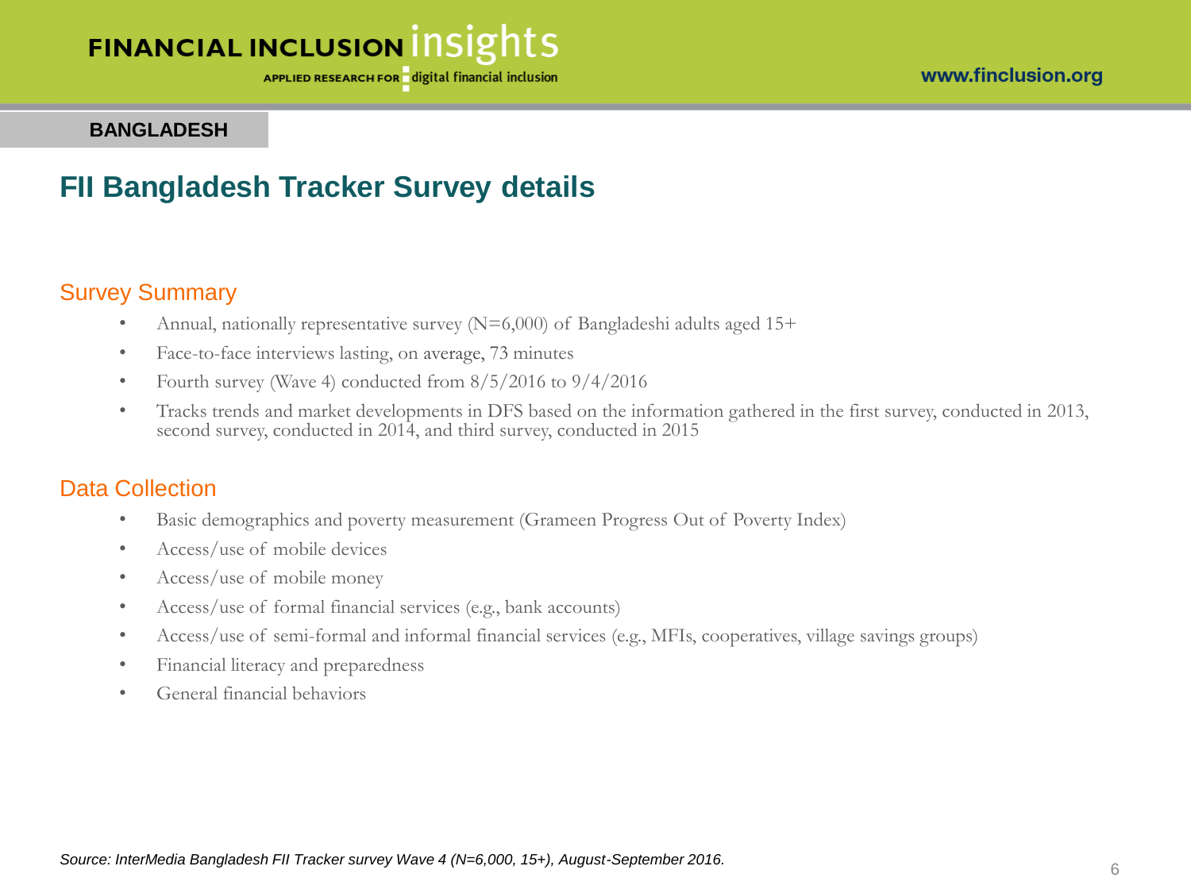BANGLADESH

# FII Bangladesh Tracker Survey details

## Survey Summary

- Annual, nationally representative survey (N=6,000) of Bangladeshi adults aged 15+
- Face-to-face interviews lasting, on average, 73 minutes
- Fourth survey (Wave 4) conducted from 8/5/2016 to 9/4/2016
- Tracks trends and market developments in DFS based on the information gathered in the first survey, conducted in 2013, second survey, conducted in 2014, and third survey, conducted in 2015

## Data Collection

- Basic demographics and poverty measurement (Grameen Progress Out of Poverty Index)
- Access/use of mobile devices
- Access/use of mobile money
- Access/use of formal financial services (e.g., bank accounts)
- Access/use of semi-formal and informal financial services (e.g., MFIs, cooperatives, village savings groups)
- Financial literacy and preparedness
- General financial behaviors

*Source: InterMedia Bangladesh FII Tracker survey Wave 4 (N=6,000, 15+), August-September 2016.*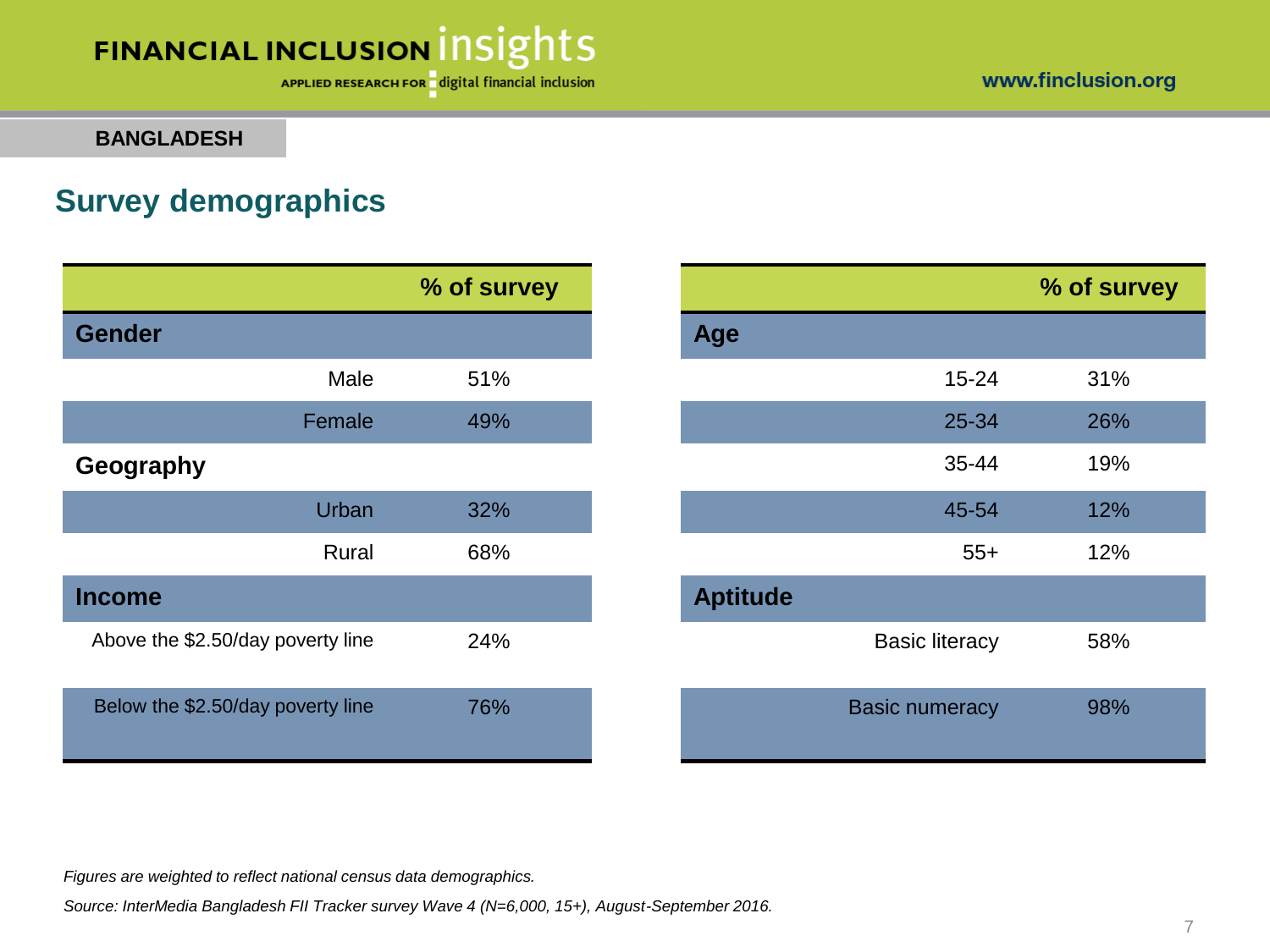BANGLADESH

## Survey demographics

| | % of survey |
|---|---|
| **Gender** | |
| Male | 51% |
| Female | 49% |
| **Geography** | |
| Urban | 32% |
| Rural | 68% |
| **Income** | |
| Above the $2.50/day poverty line | 24% |
| Below the $2.50/day poverty line | 76% |

| | % of survey |
|---|---|
| **Age** | |
| 15-24 | 31% |
| 25-34 | 26% |
| 35-44 | 19% |
| 45-54 | 12% |
| 55+ | 12% |
| **Aptitude** | |
| Basic literacy | 58% |
| Basic numeracy | 98% |

*Figures are weighted to reflect national census data demographics.*

*Source: InterMedia Bangladesh FII Tracker survey Wave 4 (N=6,000, 15+), August-September 2016.*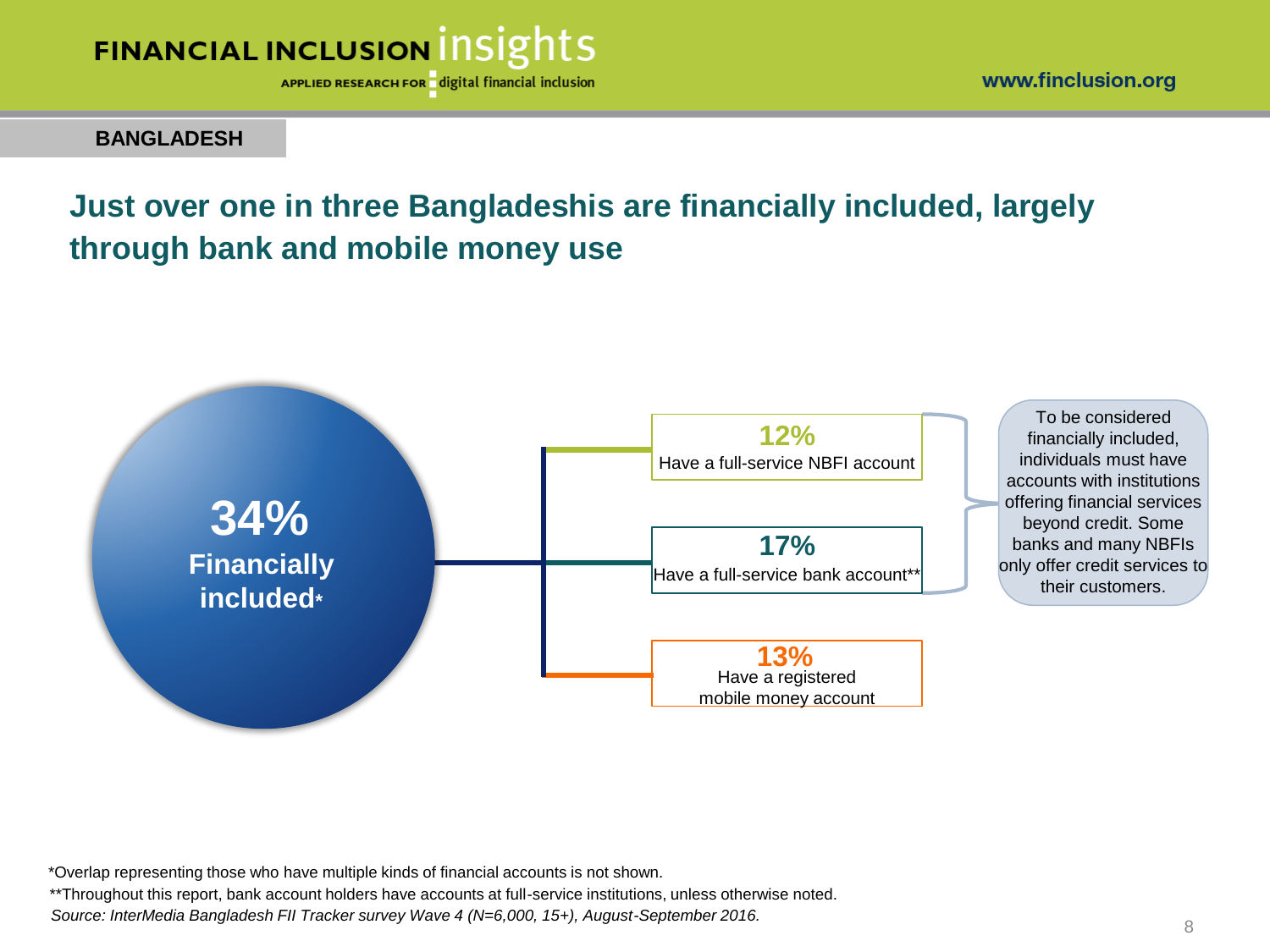**BANGLADESH**

## Just over one in three Bangladeshis are financially included, largely through bank and mobile money use

**34%**
**Financially included***

**12%**
Have a full-service NBFI account

**17%**
Have a full-service bank account**

**13%**
Have a registered mobile money account

To be considered financially included, individuals must have accounts with institutions offering financial services beyond credit. Some banks and many NBFIs only offer credit services to their customers.

*Overlap representing those who have multiple kinds of financial accounts is not shown.

**Throughout this report, bank account holders have accounts at full-service institutions, unless otherwise noted.

*Source: InterMedia Bangladesh FII Tracker survey Wave 4 (N=6,000, 15+), August-September 2016.*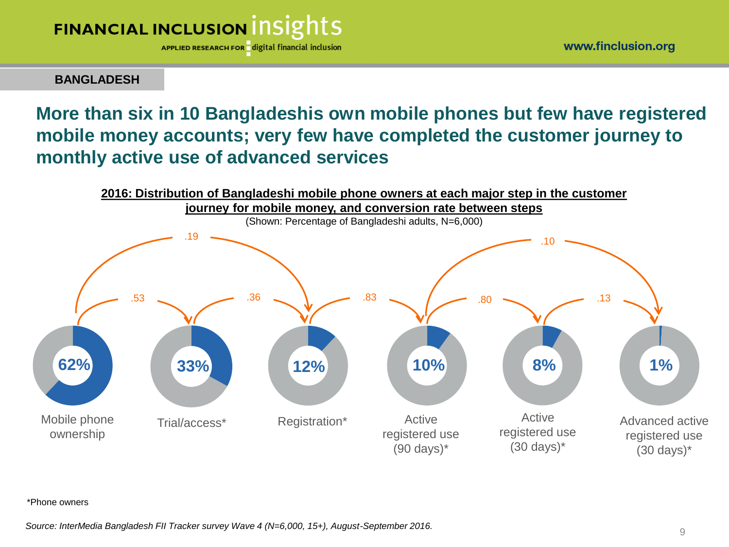**BANGLADESH**

## More than six in 10 Bangladeshis own mobile phones but few have registered mobile money accounts; very few have completed the customer journey to monthly active use of advanced services

**2016: Distribution of Bangladeshi mobile phone owners at each major step in the customer journey for mobile money, and conversion rate between steps**

(Shown: Percentage of Bangladeshi adults, N=6,000)

| Step | Percentage | Conversion rate to next step |
| --- | --- | --- |
| Mobile phone ownership | 62% | .53 |
| Trial/access* | 33% | .36 |
| Registration* | 12% | .83 |
| Active registered use (90 days)* | 10% | .80 |
| Active registered use (30 days)* | 8% | .13 |
| Advanced active registered use (30 days)* | 1% | |

Additional conversion rates: Mobile phone ownership → Registration: .19; Active registered use (90 days) → Advanced active registered use (30 days): .10

*Phone owners

*Source: InterMedia Bangladesh FII Tracker survey Wave 4 (N=6,000, 15+), August-September 2016.*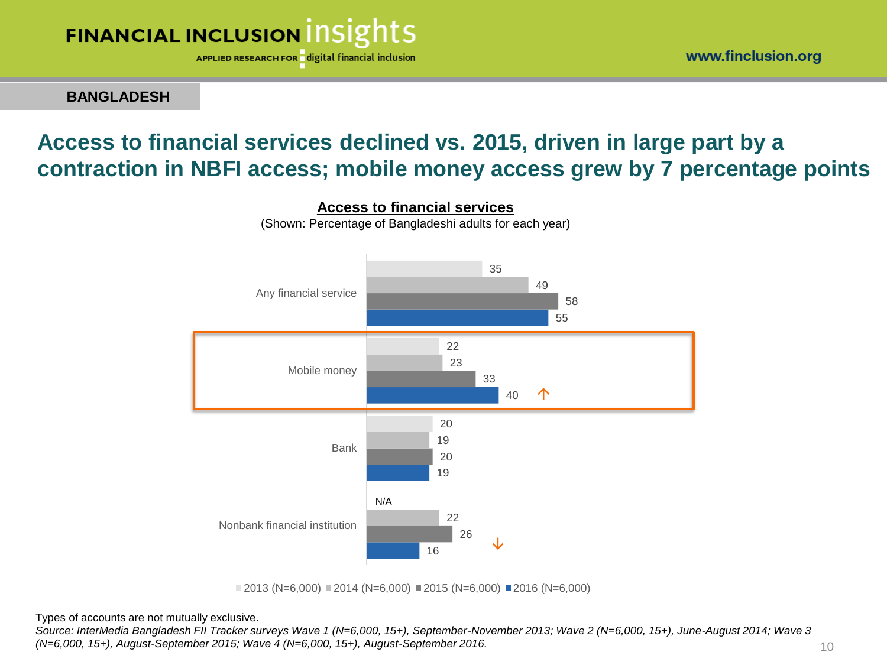BANGLADESH

# Access to financial services declined vs. 2015, driven in large part by a contraction in NBFI access; mobile money access grew by 7 percentage points

**Access to financial services**

(Shown: Percentage of Bangladeshi adults for each year)

| | 2013 (N=6,000) | 2014 (N=6,000) | 2015 (N=6,000) | 2016 (N=6,000) |
|---|---|---|---|---|
| Any financial service | 35 | 49 | 58 | 55 |
| Mobile money | 22 | 23 | 33 | 40 ↑ |
| Bank | 20 | 19 | 20 | 19 |
| Nonbank financial institution | N/A | 22 | 26 | 16 ↓ |

Types of accounts are not mutually exclusive.

*Source: InterMedia Bangladesh FII Tracker surveys Wave 1 (N=6,000, 15+), September-November 2013; Wave 2 (N=6,000, 15+), June-August 2014; Wave 3 (N=6,000, 15+), August-September 2015; Wave 4 (N=6,000, 15+), August-September 2016.*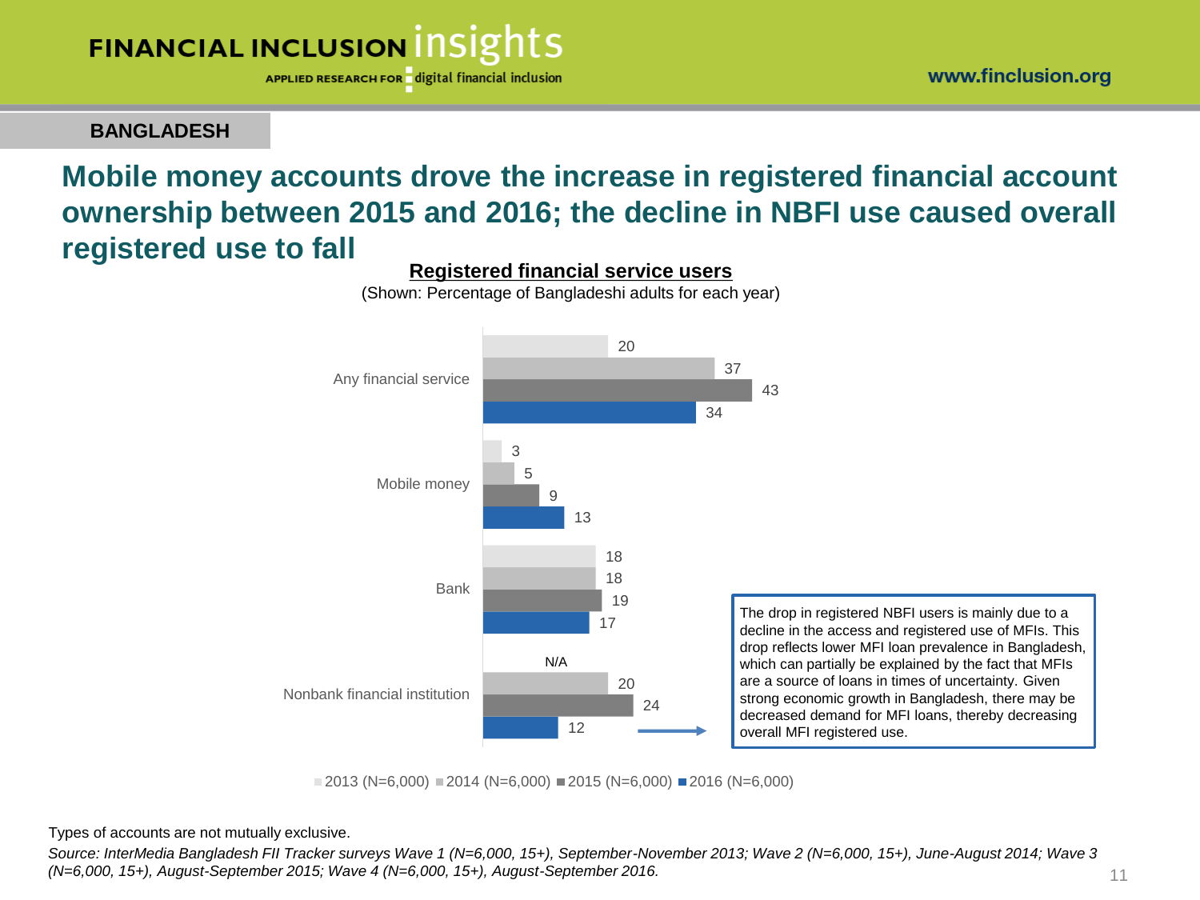BANGLADESH

# Mobile money accounts drove the increase in registered financial account ownership between 2015 and 2016; the decline in NBFI use caused overall registered use to fall

**Registered financial service users**

(Shown: Percentage of Bangladeshi adults for each year)

| | 2013 (N=6,000) | 2014 (N=6,000) | 2015 (N=6,000) | 2016 (N=6,000) |
|---|---|---|---|---|
| Any financial service | 20 | 37 | 43 | 34 |
| Mobile money | 3 | 5 | 9 | 13 |
| Bank | 18 | 18 | 19 | 17 |
| Nonbank financial institution | N/A | 20 | 24 | 12 |

The drop in registered NBFI users is mainly due to a decline in the access and registered use of MFIs. This drop reflects lower MFI loan prevalence in Bangladesh, which can partially be explained by the fact that MFIs are a source of loans in times of uncertainty. Given strong economic growth in Bangladesh, there may be decreased demand for MFI loans, thereby decreasing overall MFI registered use.

Types of accounts are not mutually exclusive.

*Source: InterMedia Bangladesh FII Tracker surveys Wave 1 (N=6,000, 15+), September-November 2013; Wave 2 (N=6,000, 15+), June-August 2014; Wave 3 (N=6,000, 15+), August-September 2015; Wave 4 (N=6,000, 15+), August-September 2016.*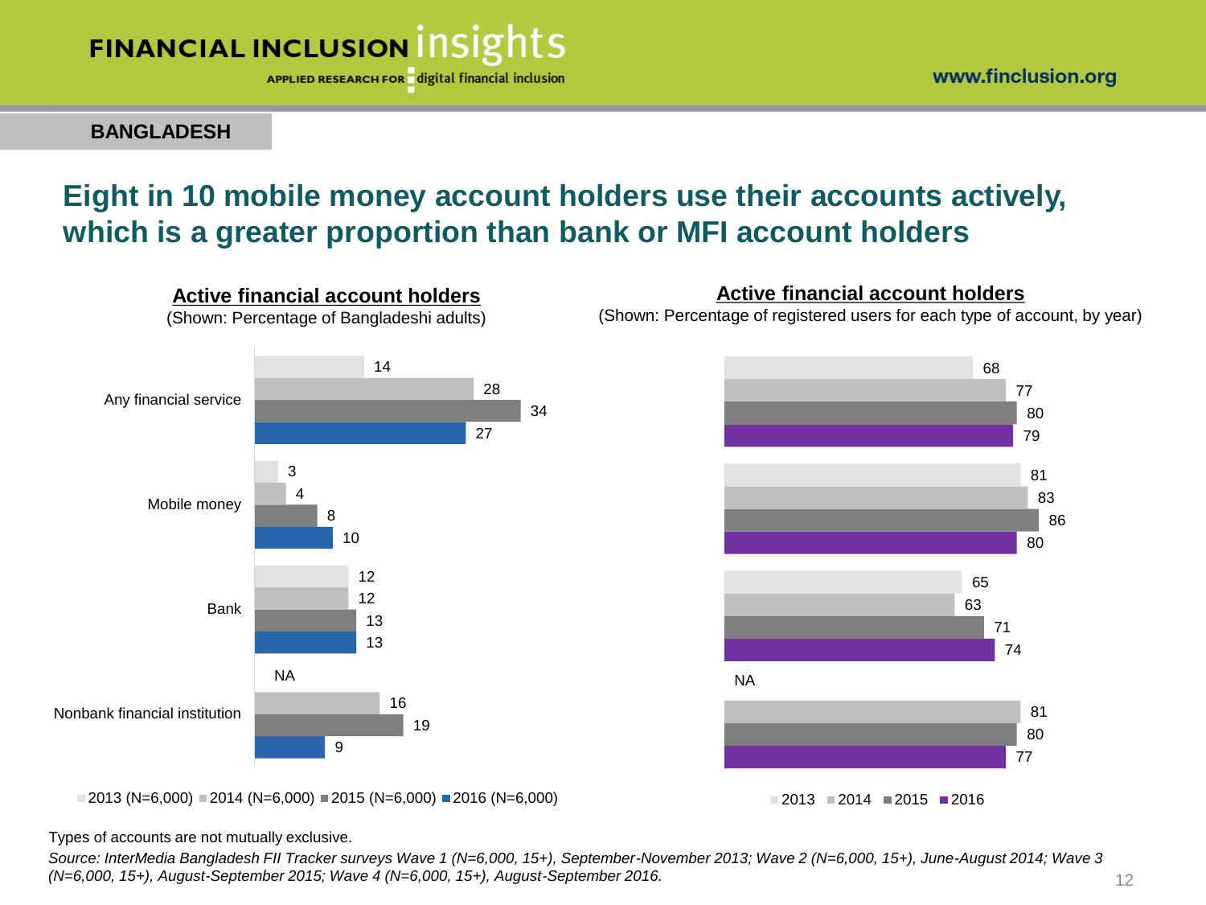BANGLADESH

# Eight in 10 mobile money account holders use their accounts actively, which is a greater proportion than bank or MFI account holders

## Active financial account holders

(Shown: Percentage of Bangladeshi adults)

| | 2013 (N=6,000) | 2014 (N=6,000) | 2015 (N=6,000) | 2016 (N=6,000) |
|---|---|---|---|---|
| Any financial service | 14 | 28 | 34 | 27 |
| Mobile money | 3 | 4 | 8 | 10 |
| Bank | 12 | 12 | 13 | 13 |
| Nonbank financial institution | NA | 16 | 19 | 9 |

## Active financial account holders

(Shown: Percentage of registered users for each type of account, by year)

| | 2013 | 2014 | 2015 | 2016 |
|---|---|---|---|---|
| Any financial service | 68 | 77 | 80 | 79 |
| Mobile money | 81 | 83 | 86 | 80 |
| Bank | 65 | 63 | 71 | 74 |
| Nonbank financial institution | NA | 81 | 80 | 77 |

Types of accounts are not mutually exclusive.

*Source: InterMedia Bangladesh FII Tracker surveys Wave 1 (N=6,000, 15+), September-November 2013; Wave 2 (N=6,000, 15+), June-August 2014; Wave 3 (N=6,000, 15+), August-September 2015; Wave 4 (N=6,000, 15+), August-September 2016.*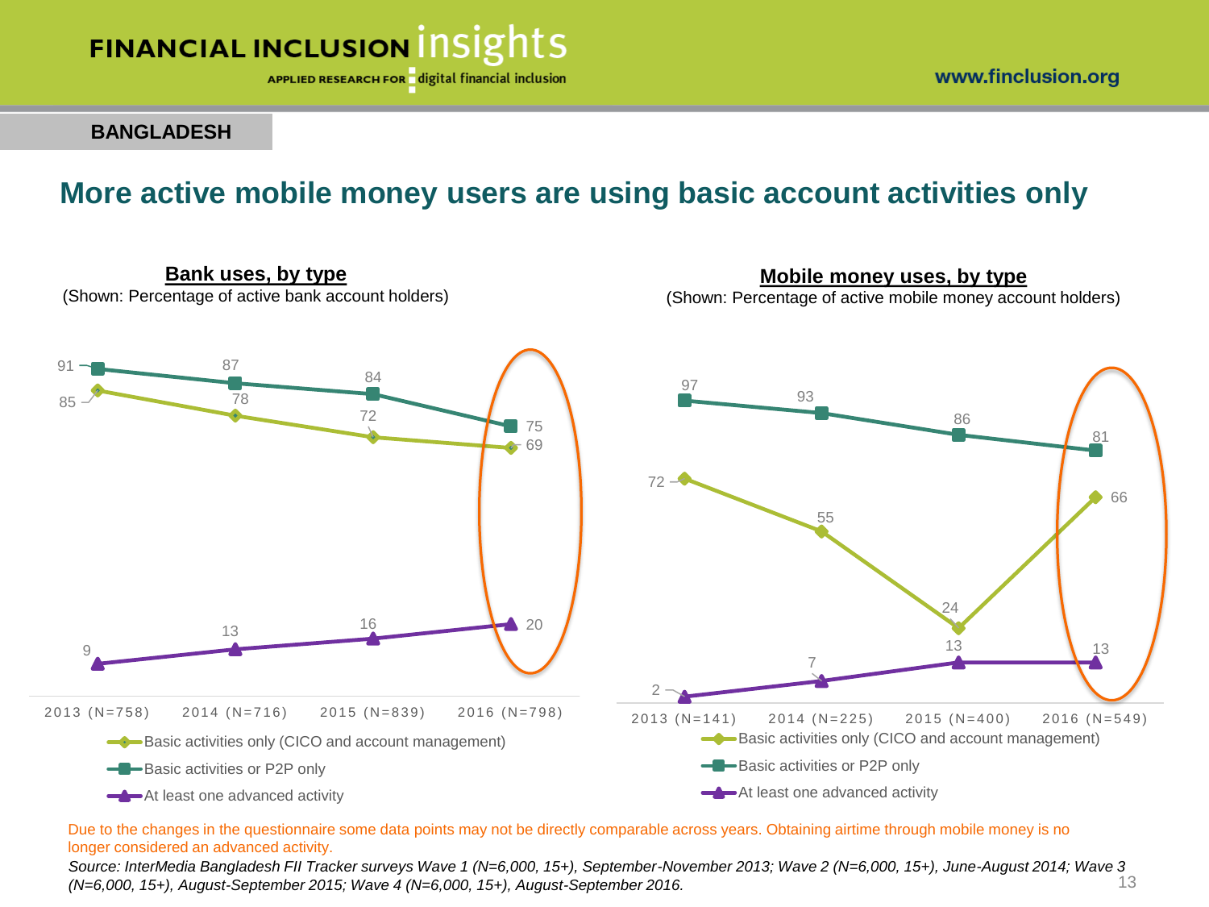**BANGLADESH**

# More active mobile money users are using basic account activities only

## Bank uses, by type

(Shown: Percentage of active bank account holders)

| | 2013 (N=758) | 2014 (N=716) | 2015 (N=839) | 2016 (N=798) |
|---|---|---|---|---|
| Basic activities only (CICO and account management) | 85 | 78 | 72 | 69 |
| Basic activities or P2P only | 91 | 87 | 84 | 75 |
| At least one advanced activity | 9 | 13 | 16 | 20 |

## Mobile money uses, by type

(Shown: Percentage of active mobile money account holders)

| | 2013 (N=141) | 2014 (N=225) | 2015 (N=400) | 2016 (N=549) |
|---|---|---|---|---|
| Basic activities only (CICO and account management) | 72 | 55 | 24 | 66 |
| Basic activities or P2P only | 97 | 93 | 86 | 81 |
| At least one advanced activity | 2 | 7 | 13 | 13 |

Due to the changes in the questionnaire some data points may not be directly comparable across years. Obtaining airtime through mobile money is no longer considered an advanced activity.

*Source: InterMedia Bangladesh FII Tracker surveys Wave 1 (N=6,000, 15+), September-November 2013; Wave 2 (N=6,000, 15+), June-August 2014; Wave 3 (N=6,000, 15+), August-September 2015; Wave 4 (N=6,000, 15+), August-September 2016.*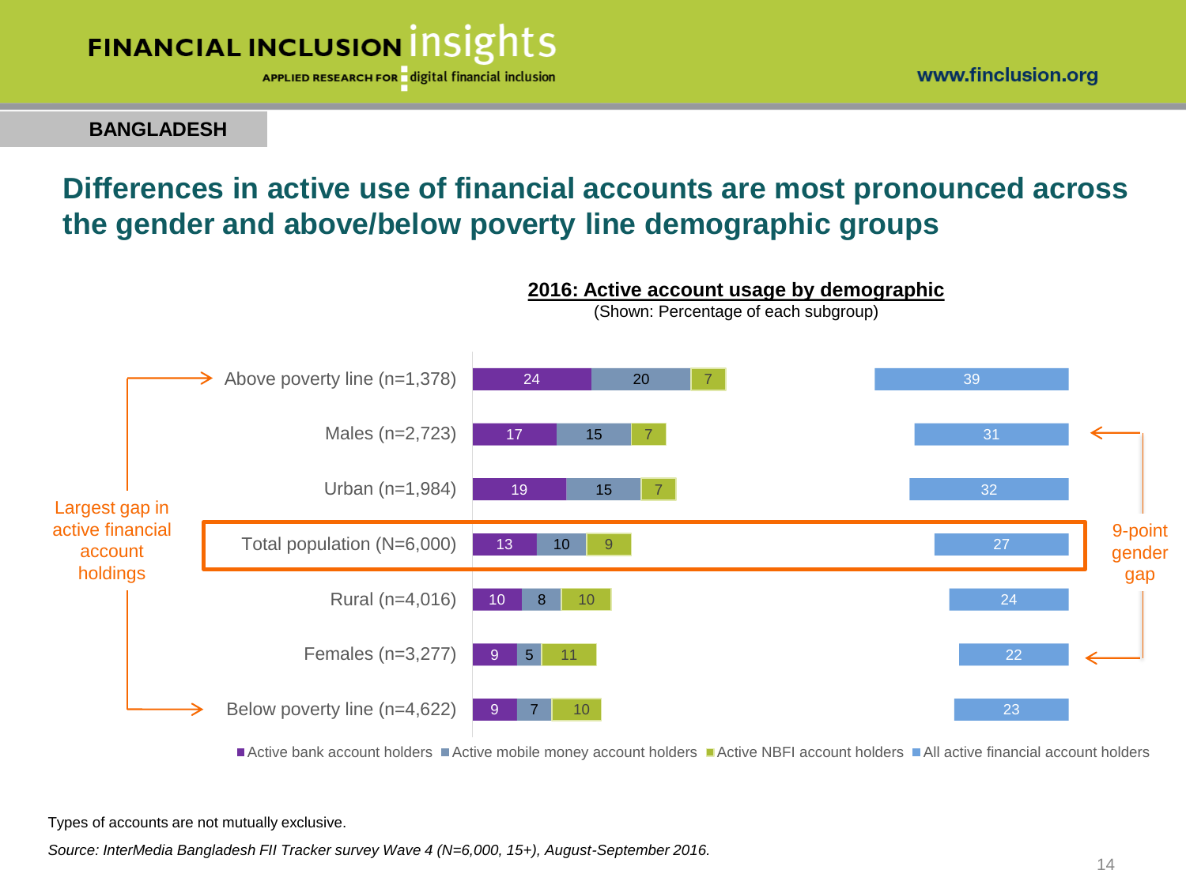**BANGLADESH**

# Differences in active use of financial accounts are most pronounced across the gender and above/below poverty line demographic groups

**2016: Active account usage by demographic**

(Shown: Percentage of each subgroup)

| Demographic | Active bank account holders | Active mobile money account holders | Active NBFI account holders | All active financial account holders |
|---|---|---|---|---|
| Above poverty line (n=1,378) | 24 | 20 | 7 | 39 |
| Males (n=2,723) | 17 | 15 | 7 | 31 |
| Urban (n=1,984) | 19 | 15 | 7 | 32 |
| Total population (N=6,000) | 13 | 10 | 9 | 27 |
| Rural (n=4,016) | 10 | 8 | 10 | 24 |
| Females (n=3,277) | 9 | 5 | 11 | 22 |
| Below poverty line (n=4,622) | 9 | 7 | 10 | 23 |

Largest gap in active financial account holdings (Above poverty line vs. Below poverty line)

9-point gender gap (Males vs. Females)

Types of accounts are not mutually exclusive.

*Source: InterMedia Bangladesh FII Tracker survey Wave 4 (N=6,000, 15+), August-September 2016.*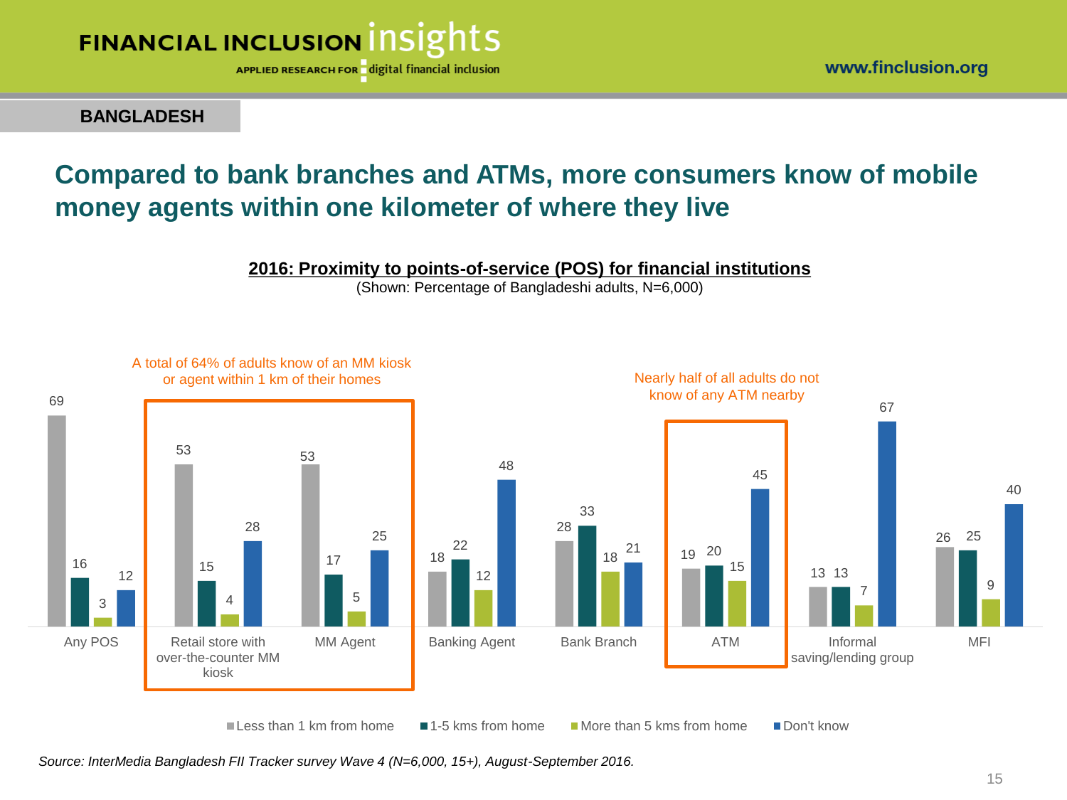BANGLADESH

# Compared to bank branches and ATMs, more consumers know of mobile money agents within one kilometer of where they live

**2016: Proximity to points-of-service (POS) for financial institutions**

(Shown: Percentage of Bangladeshi adults, N=6,000)

A total of 64% of adults know of an MM kiosk or agent within 1 km of their homes

Nearly half of all adults do not know of any ATM nearby

| | Less than 1 km from home | 1-5 kms from home | More than 5 kms from home | Don't know |
|---|---|---|---|---|
| Any POS | 69 | 16 | 3 | 12 |
| Retail store with over-the-counter MM kiosk | 53 | 15 | 4 | 28 |
| MM Agent | 53 | 17 | 5 | 25 |
| Banking Agent | 18 | 22 | 12 | 48 |
| Bank Branch | 28 | 33 | 18 | 21 |
| ATM | 19 | 20 | 15 | 45 |
| Informal saving/lending group | 13 | 13 | 7 | 67 |
| MFI | 26 | 25 | 9 | 40 |

*Source: InterMedia Bangladesh FII Tracker survey Wave 4 (N=6,000, 15+), August-September 2016.*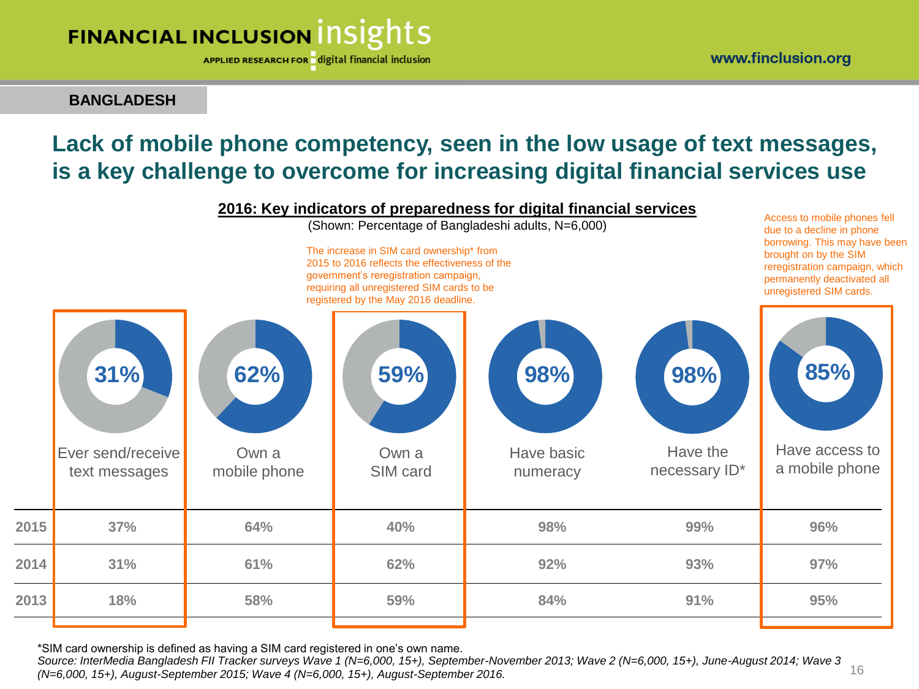BANGLADESH

# Lack of mobile phone competency, seen in the low usage of text messages, is a key challenge to overcome for increasing digital financial services use

## 2016: Key indicators of preparedness for digital financial services

(Shown: Percentage of Bangladeshi adults, N=6,000)

The increase in SIM card ownership* from 2015 to 2016 reflects the effectiveness of the government's reregistration campaign, requiring all unregistered SIM cards to be registered by the May 2016 deadline.

Access to mobile phones fell due to a decline in phone borrowing. This may have been brought on by the SIM reregistration campaign, which permanently deactivated all unregistered SIM cards.

| | Ever send/receive text messages | Own a mobile phone | Own a SIM card | Have basic numeracy | Have the necessary ID* | Have access to a mobile phone |
|---|---|---|---|---|---|---|
| 2016 | 31% | 62% | 59% | 98% | 98% | 85% |
| 2015 | 37% | 64% | 40% | 98% | 99% | 96% |
| 2014 | 31% | 61% | 62% | 92% | 93% | 97% |
| 2013 | 18% | 58% | 59% | 84% | 91% | 95% |

*SIM card ownership is defined as having a SIM card registered in one's own name.

*Source: InterMedia Bangladesh FII Tracker surveys Wave 1 (N=6,000, 15+), September-November 2013; Wave 2 (N=6,000, 15+), June-August 2014; Wave 3 (N=6,000, 15+), August-September 2015; Wave 4 (N=6,000, 15+), August-September 2016.*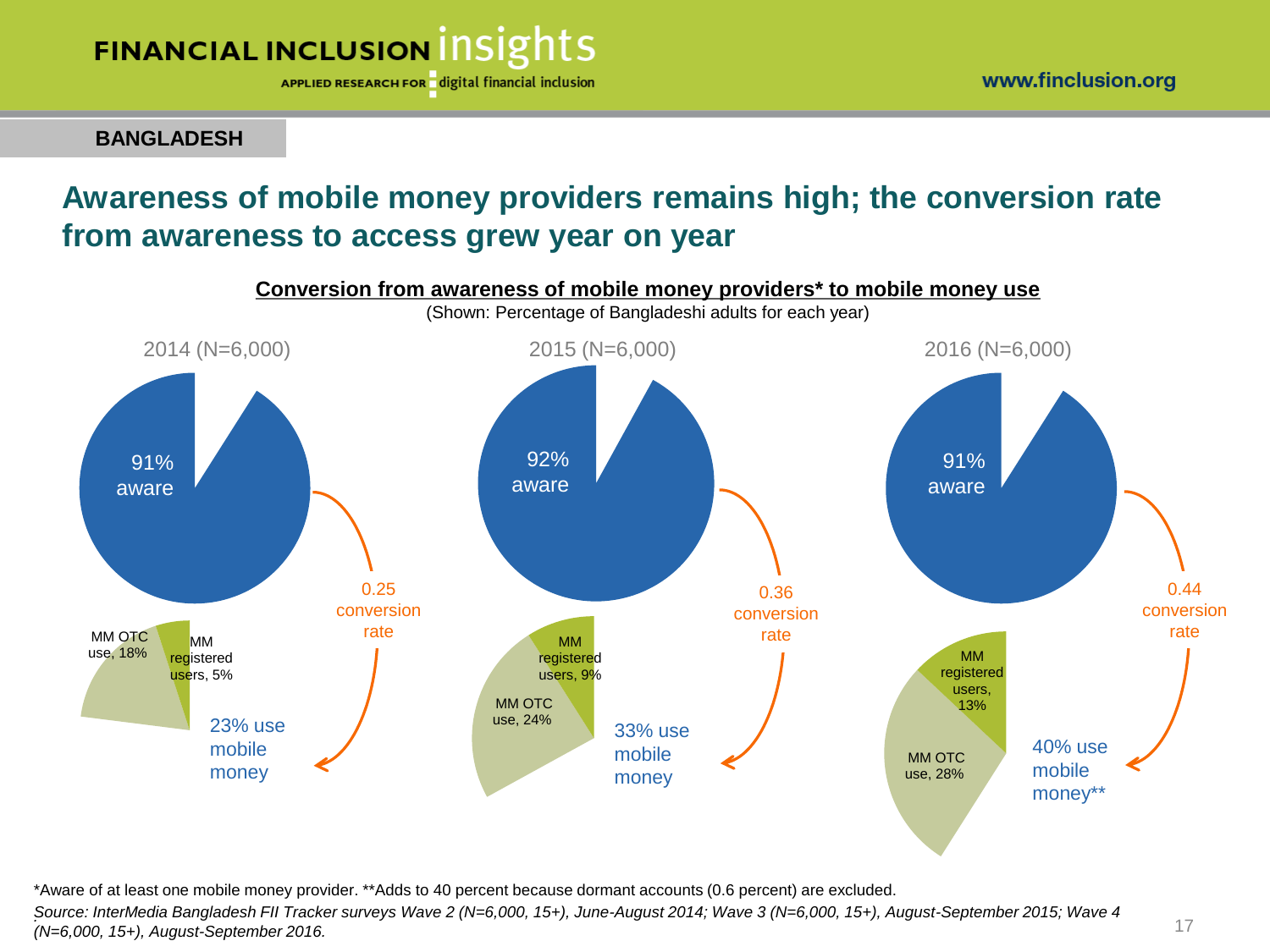**BANGLADESH**

# Awareness of mobile money providers remains high; the conversion rate from awareness to access grew year on year

**Conversion from awareness of mobile money providers* to mobile money use**

(Shown: Percentage of Bangladeshi adults for each year)

| | 2014 (N=6,000) | 2015 (N=6,000) | 2016 (N=6,000) |
|---|---|---|---|
| Aware | 91% aware | 92% aware | 91% aware |
| Conversion rate | 0.25 conversion rate | 0.36 conversion rate | 0.44 conversion rate |
| MM OTC use | 18% | 24% | 28% |
| MM registered users | 5% | 9% | 13% |
| Use mobile money | 23% use mobile money | 33% use mobile money | 40% use mobile money** |

*Aware of at least one mobile money provider. **Adds to 40 percent because dormant accounts (0.6 percent) are excluded.

*Source: InterMedia Bangladesh FII Tracker surveys Wave 2 (N=6,000, 15+), June-August 2014; Wave 3 (N=6,000, 15+), August-September 2015; Wave 4 (N=6,000, 15+), August-September 2016.*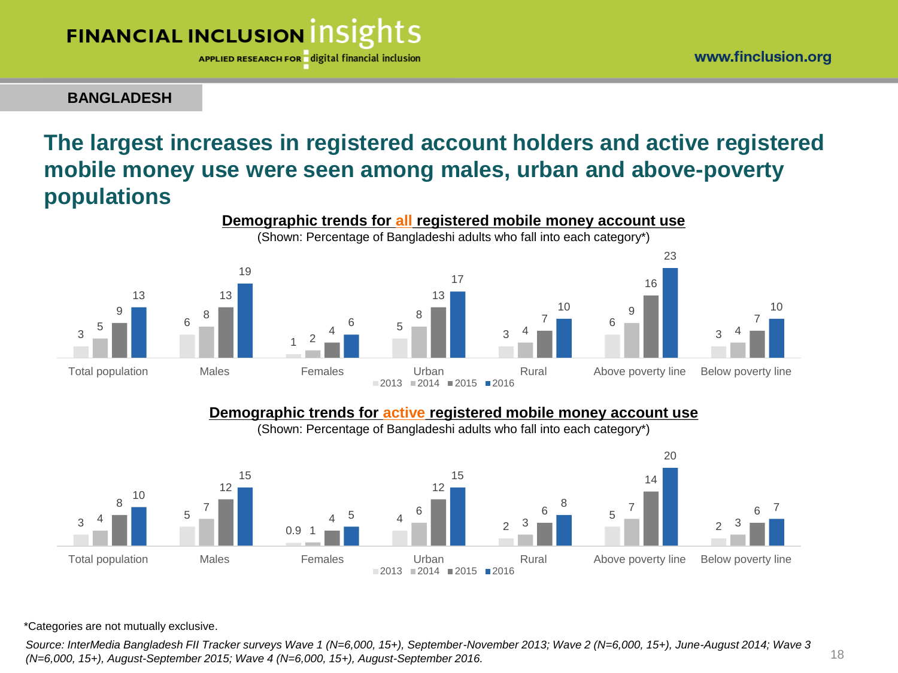BANGLADESH

# The largest increases in registered account holders and active registered mobile money use were seen among males, urban and above-poverty populations

## Demographic trends for all registered mobile money account use

(Shown: Percentage of Bangladeshi adults who fall into each category*)

| Category | 2013 | 2014 | 2015 | 2016 |
|---|---|---|---|---|
| Total population | 3 | 5 | 9 | 13 |
| Males | 6 | 8 | 13 | 19 |
| Females | 1 | 2 | 4 | 6 |
| Urban | 5 | 8 | 13 | 17 |
| Rural | 3 | 4 | 7 | 10 |
| Above poverty line | 6 | 9 | 16 | 23 |
| Below poverty line | 3 | 4 | 7 | 10 |

## Demographic trends for active registered mobile money account use

(Shown: Percentage of Bangladeshi adults who fall into each category*)

| Category | 2013 | 2014 | 2015 | 2016 |
|---|---|---|---|---|
| Total population | 3 | 4 | 8 | 10 |
| Males | 5 | 7 | 12 | 15 |
| Females | 0.9 | 1 | 4 | 5 |
| Urban | 4 | 6 | 12 | 15 |
| Rural | 2 | 3 | 6 | 8 |
| Above poverty line | 5 | 7 | 14 | 20 |
| Below poverty line | 2 | 3 | 6 | 7 |

*Categories are not mutually exclusive.

*Source: InterMedia Bangladesh FII Tracker surveys Wave 1 (N=6,000, 15+), September-November 2013; Wave 2 (N=6,000, 15+), June-August 2014; Wave 3 (N=6,000, 15+), August-September 2015; Wave 4 (N=6,000, 15+), August-September 2016.*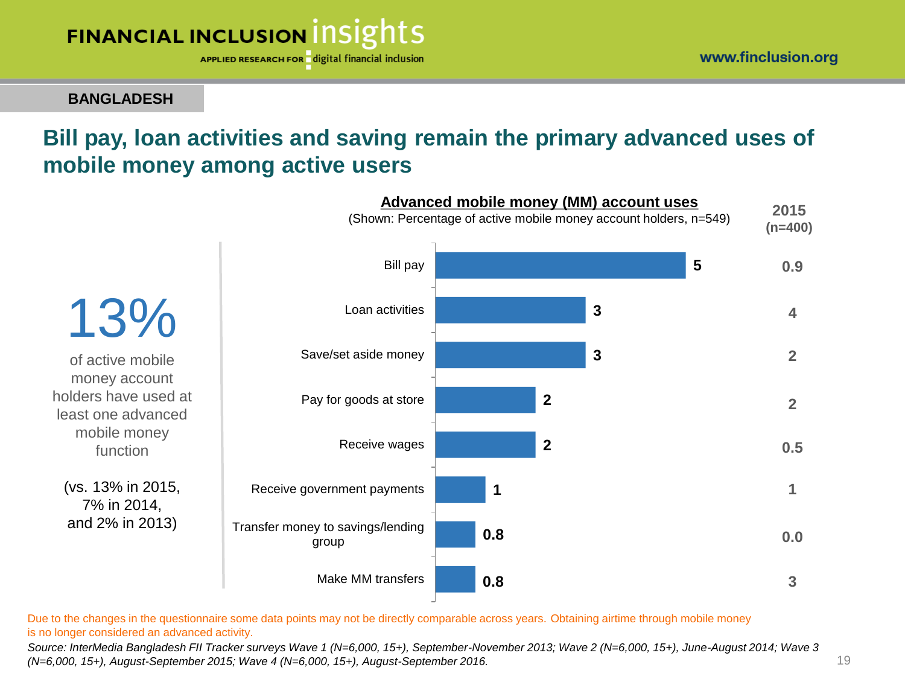BANGLADESH

# Bill pay, loan activities and saving remain the primary advanced uses of mobile money among active users

**13%** of active mobile money account holders have used at least one advanced mobile money function

(vs. 13% in 2015, 7% in 2014, and 2% in 2013)

**Advanced mobile money (MM) account uses**

(Shown: Percentage of active mobile money account holders, n=549)

| Use | 2016 | 2015 (n=400) |
|---|---|---|
| Bill pay | 5 | 0.9 |
| Loan activities | 3 | 4 |
| Save/set aside money | 3 | 2 |
| Pay for goods at store | 2 | 2 |
| Receive wages | 2 | 0.5 |
| Receive government payments | 1 | 1 |
| Transfer money to savings/lending group | 0.8 | 0.0 |
| Make MM transfers | 0.8 | 3 |

Due to the changes in the questionnaire some data points may not be directly comparable across years. Obtaining airtime through mobile money is no longer considered an advanced activity.

*Source: InterMedia Bangladesh FII Tracker surveys Wave 1 (N=6,000, 15+), September-November 2013; Wave 2 (N=6,000, 15+), June-August 2014; Wave 3 (N=6,000, 15+), August-September 2015; Wave 4 (N=6,000, 15+), August-September 2016.*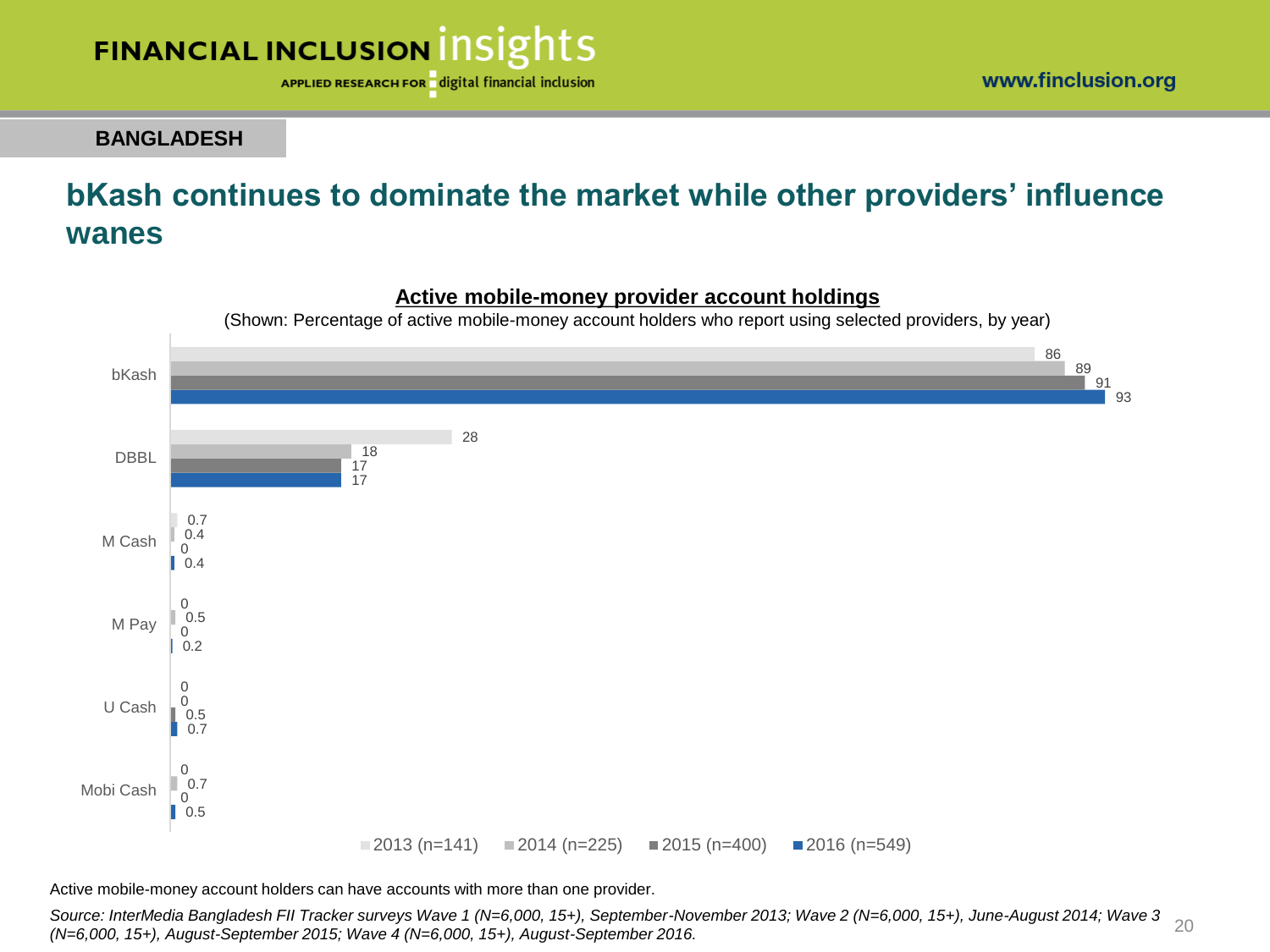BANGLADESH

## bKash continues to dominate the market while other providers' influence wanes

**Active mobile-money provider account holdings**

(Shown: Percentage of active mobile-money account holders who report using selected providers, by year)

| Provider | 2013 (n=141) | 2014 (n=225) | 2015 (n=400) | 2016 (n=549) |
|---|---|---|---|---|
| bKash | 86 | 89 | 91 | 93 |
| DBBL | 28 | 18 | 17 | 17 |
| M Cash | 0.7 | 0.4 | 0 | 0.4 |
| M Pay | 0 | 0.5 | 0 | 0.2 |
| U Cash | 0 | 0 | 0.5 | 0.7 |
| Mobi Cash | 0 | 0.7 | 0 | 0.5 |

Active mobile-money account holders can have accounts with more than one provider.

*Source: InterMedia Bangladesh FII Tracker surveys Wave 1 (N=6,000, 15+), September-November 2013; Wave 2 (N=6,000, 15+), June-August 2014; Wave 3 (N=6,000, 15+), August-September 2015; Wave 4 (N=6,000, 15+), August-September 2016.*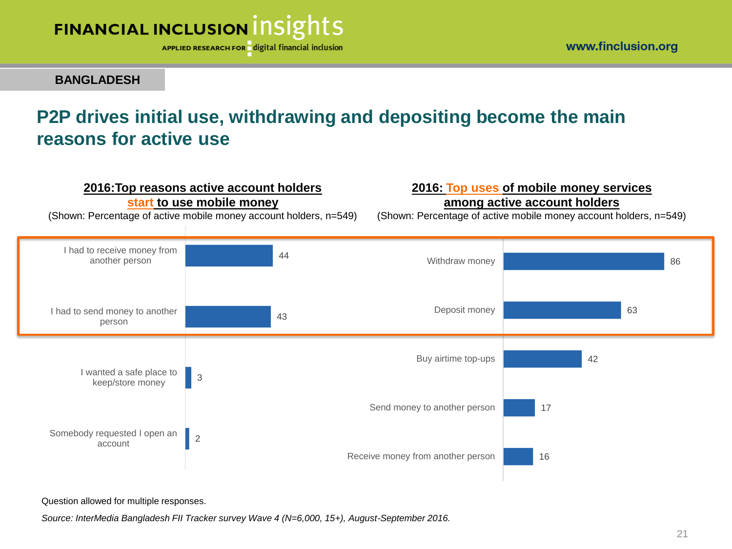**BANGLADESH**

# P2P drives initial use, withdrawing and depositing become the main reasons for active use

**2016: Top reasons active account holders start to use mobile money**

(Shown: Percentage of active mobile money account holders, n=549)

| Reason | % |
| --- | --- |
| I had to receive money from another person | 44 |
| I had to send money to another person | 43 |
| I wanted a safe place to keep/store money | 3 |
| Somebody requested I open an account | 2 |

**2016: Top uses of mobile money services among active account holders**

(Shown: Percentage of active mobile money account holders, n=549)

| Use | % |
| --- | --- |
| Withdraw money | 86 |
| Deposit money | 63 |
| Buy airtime top-ups | 42 |
| Send money to another person | 17 |
| Receive money from another person | 16 |

Question allowed for multiple responses.

*Source: InterMedia Bangladesh FII Tracker survey Wave 4 (N=6,000, 15+), August-September 2016.*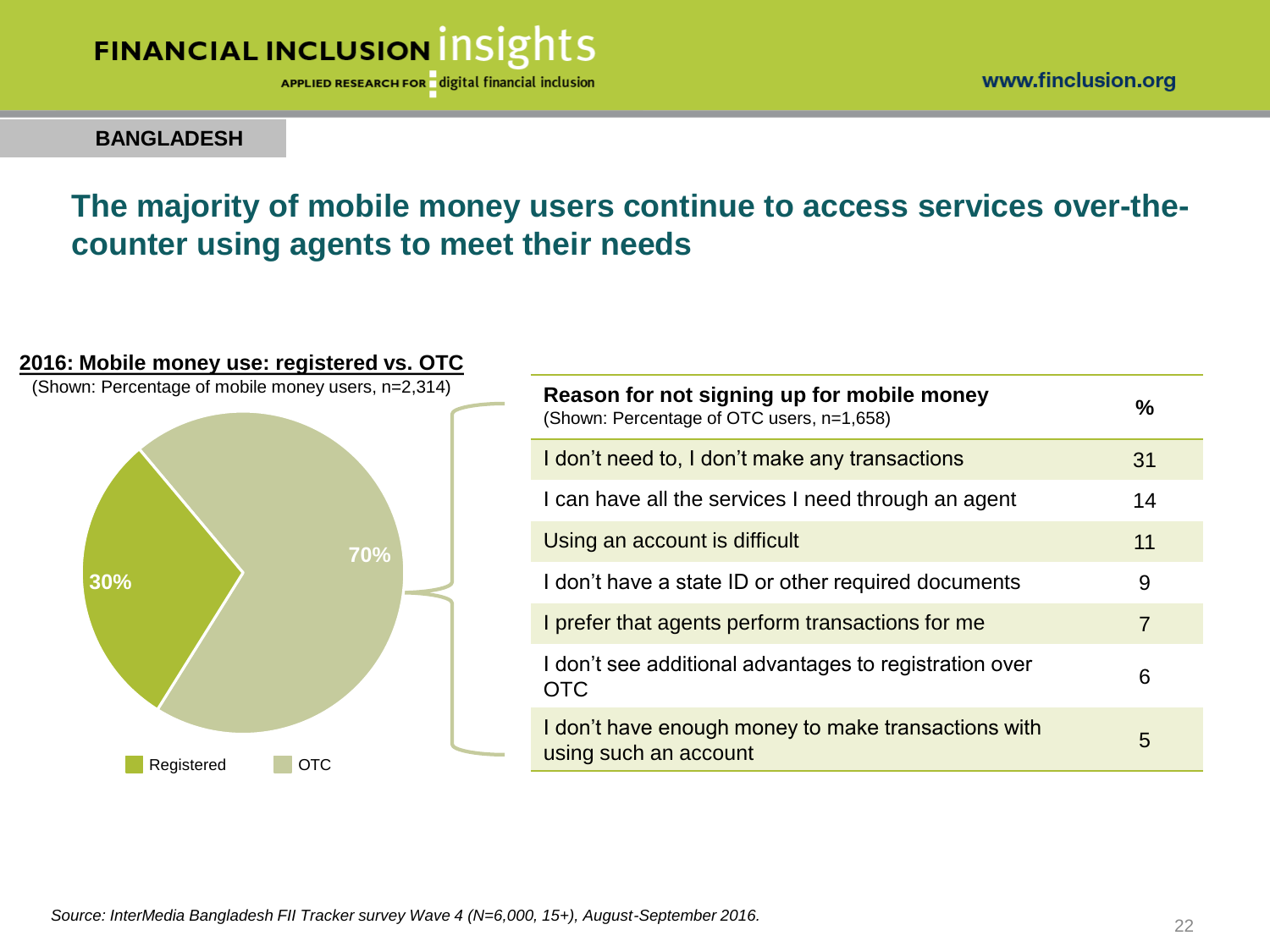BANGLADESH

## The majority of mobile money users continue to access services over-the-counter using agents to meet their needs

**2016: Mobile money use: registered vs. OTC**

(Shown: Percentage of mobile money users, n=2,314)

- Registered: 30%
- OTC: 70%

| **Reason for not signing up for mobile money** (Shown: Percentage of OTC users, n=1,658) | **%** |
|---|---|
| I don't need to, I don't make any transactions | 31 |
| I can have all the services I need through an agent | 14 |
| Using an account is difficult | 11 |
| I don't have a state ID or other required documents | 9 |
| I prefer that agents perform transactions for me | 7 |
| I don't see additional advantages to registration over OTC | 6 |
| I don't have enough money to make transactions with using such an account | 5 |

*Source: InterMedia Bangladesh FII Tracker survey Wave 4 (N=6,000, 15+), August-September 2016.*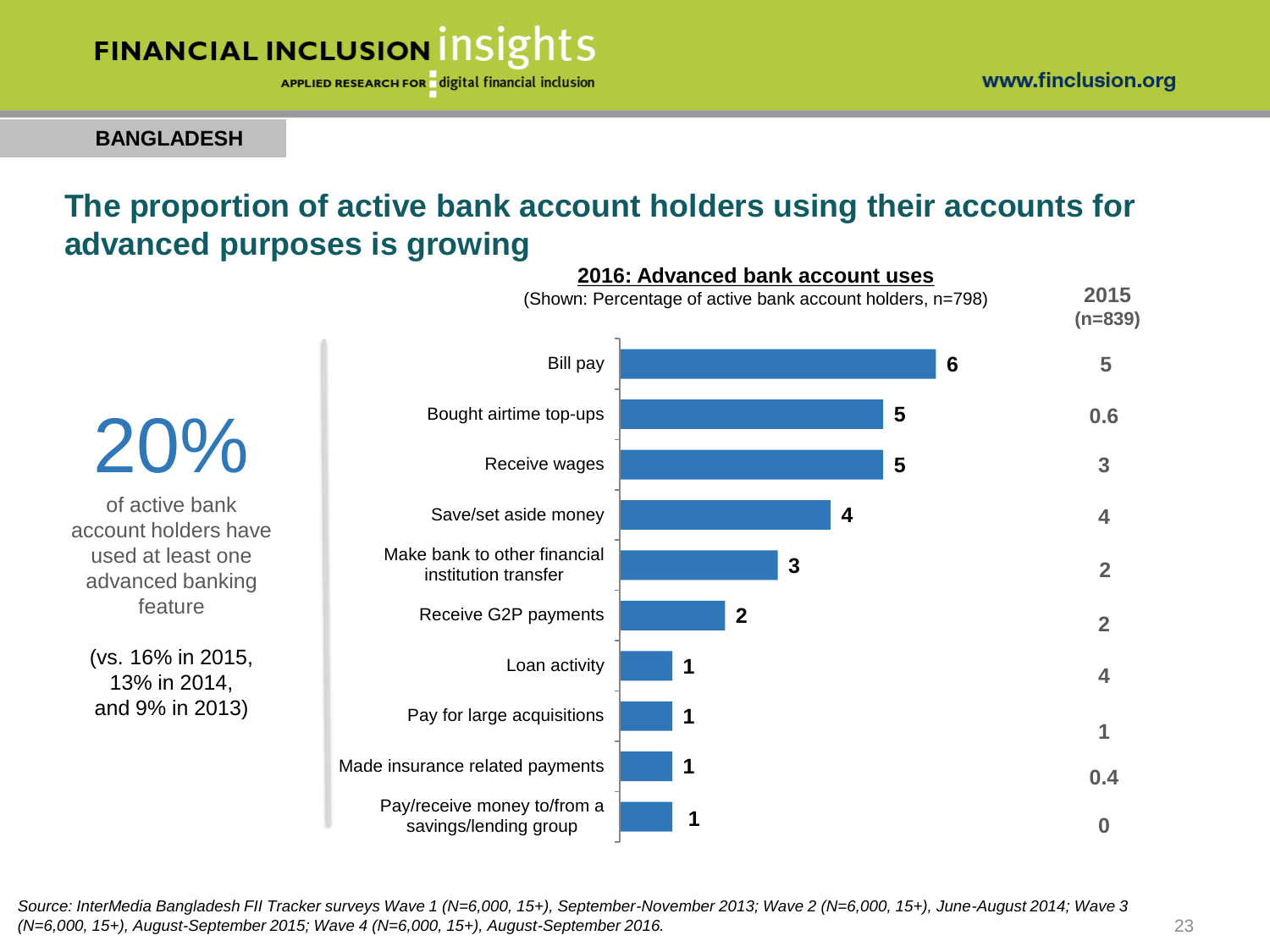**BANGLADESH**

## The proportion of active bank account holders using their accounts for advanced purposes is growing

# 20%

of active bank account holders have used at least one advanced banking feature

(vs. 16% in 2015, 13% in 2014, and 9% in 2013)

**2016: Advanced bank account uses**

(Shown: Percentage of active bank account holders, n=798)

| Use | 2016 | 2015 (n=839) |
|---|---|---|
| Bill pay | 6 | 5 |
| Bought airtime top-ups | 5 | 0.6 |
| Receive wages | 5 | 3 |
| Save/set aside money | 4 | 4 |
| Make bank to other financial institution transfer | 3 | 2 |
| Receive G2P payments | 2 | 2 |
| Loan activity | 1 | 4 |
| Pay for large acquisitions | 1 | 1 |
| Made insurance related payments | 1 | 0.4 |
| Pay/receive money to/from a savings/lending group | 1 | 0 |

*Source: InterMedia Bangladesh FII Tracker surveys Wave 1 (N=6,000, 15+), September-November 2013; Wave 2 (N=6,000, 15+), June-August 2014; Wave 3 (N=6,000, 15+), August-September 2015; Wave 4 (N=6,000, 15+), August-September 2016.*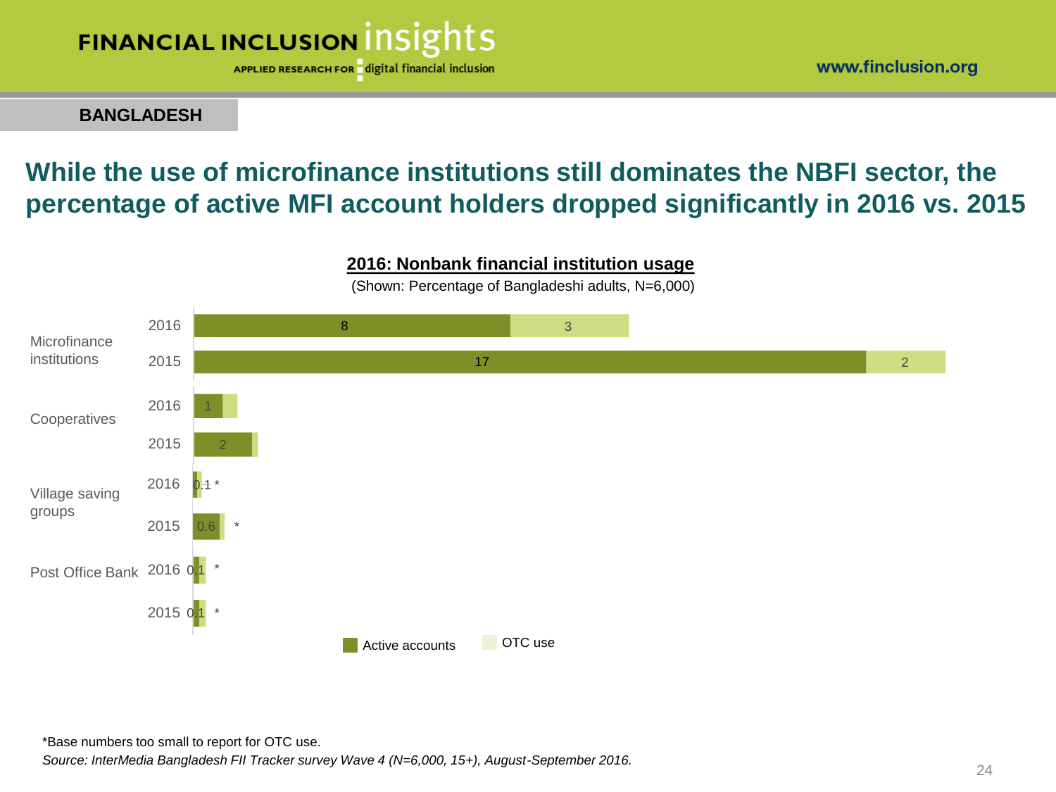BANGLADESH

## While the use of microfinance institutions still dominates the NBFI sector, the percentage of active MFI account holders dropped significantly in 2016 vs. 2015

**2016: Nonbank financial institution usage**

(Shown: Percentage of Bangladeshi adults, N=6,000)

| Institution | Year | Active accounts | OTC use |
|---|---|---|---|
| Microfinance institutions | 2016 | 8 | 3 |
| | 2015 | 17 | 2 |
| Cooperatives | 2016 | 1 | |
| | 2015 | 2 | |
| Village saving groups | 2016 | 0.1 | * |
| | 2015 | 0.6 | * |
| Post Office Bank | 2016 | 0.1 | * |
| | 2015 | 0.1 | * |

*Base numbers too small to report for OTC use.

*Source: InterMedia Bangladesh FII Tracker survey Wave 4 (N=6,000, 15+), August-September 2016.*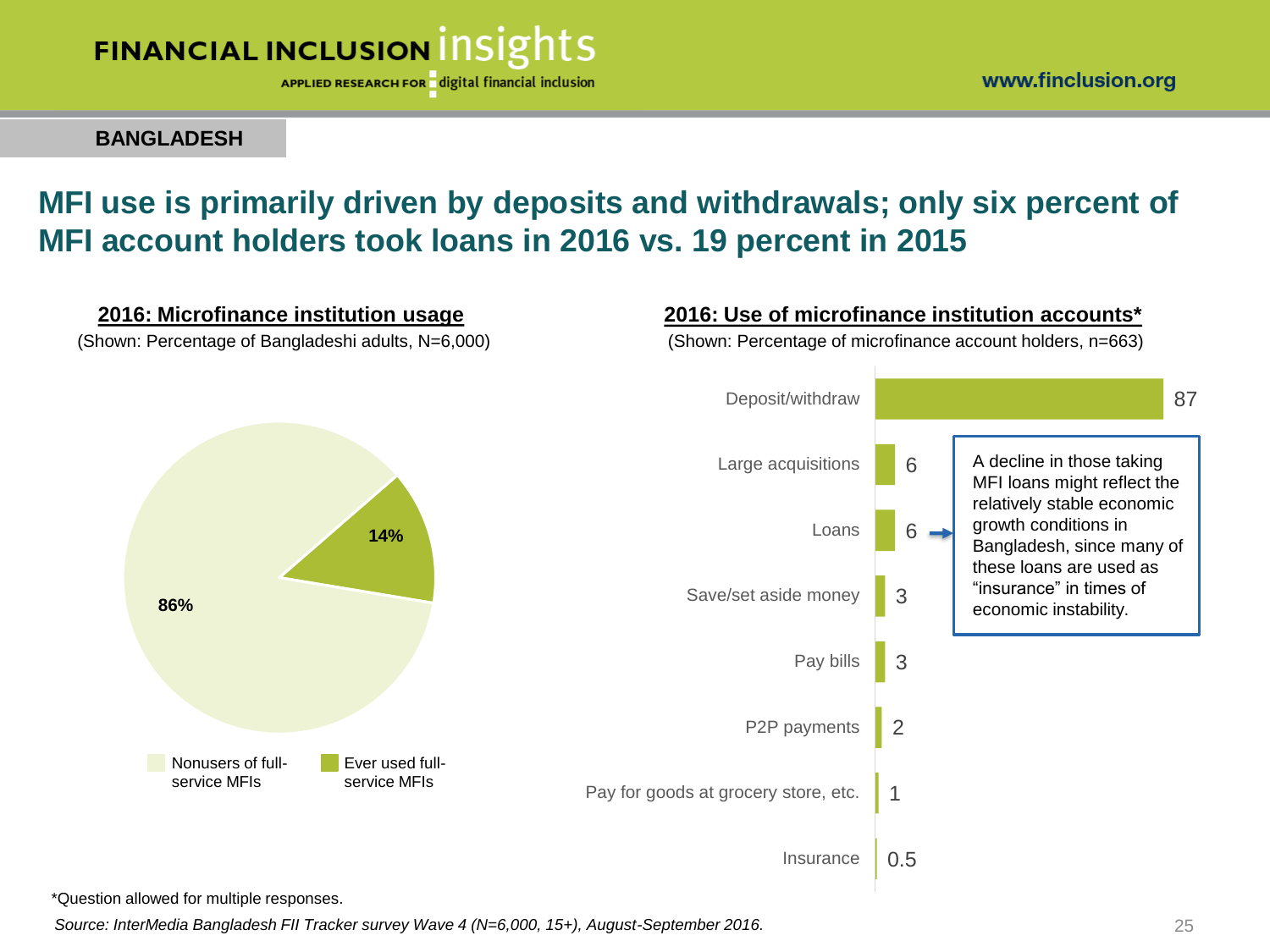BANGLADESH

# MFI use is primarily driven by deposits and withdrawals; only six percent of MFI account holders took loans in 2016 vs. 19 percent in 2015

## 2016: Microfinance institution usage

(Shown: Percentage of Bangladeshi adults, N=6,000)

| Category | Percentage |
|---|---|
| Nonusers of full-service MFIs | 86% |
| Ever used full-service MFIs | 14% |

## 2016: Use of microfinance institution accounts*

(Shown: Percentage of microfinance account holders, n=663)

| Use | Percentage |
|---|---|
| Deposit/withdraw | 87 |
| Large acquisitions | 6 |
| Loans | 6 |
| Save/set aside money | 3 |
| Pay bills | 3 |
| P2P payments | 2 |
| Pay for goods at grocery store, etc. | 1 |
| Insurance | 0.5 |

A decline in those taking MFI loans might reflect the relatively stable economic growth conditions in Bangladesh, since many of these loans are used as "insurance" in times of economic instability.

*Question allowed for multiple responses.

*Source: InterMedia Bangladesh FII Tracker survey Wave 4 (N=6,000, 15+), August-September 2016.*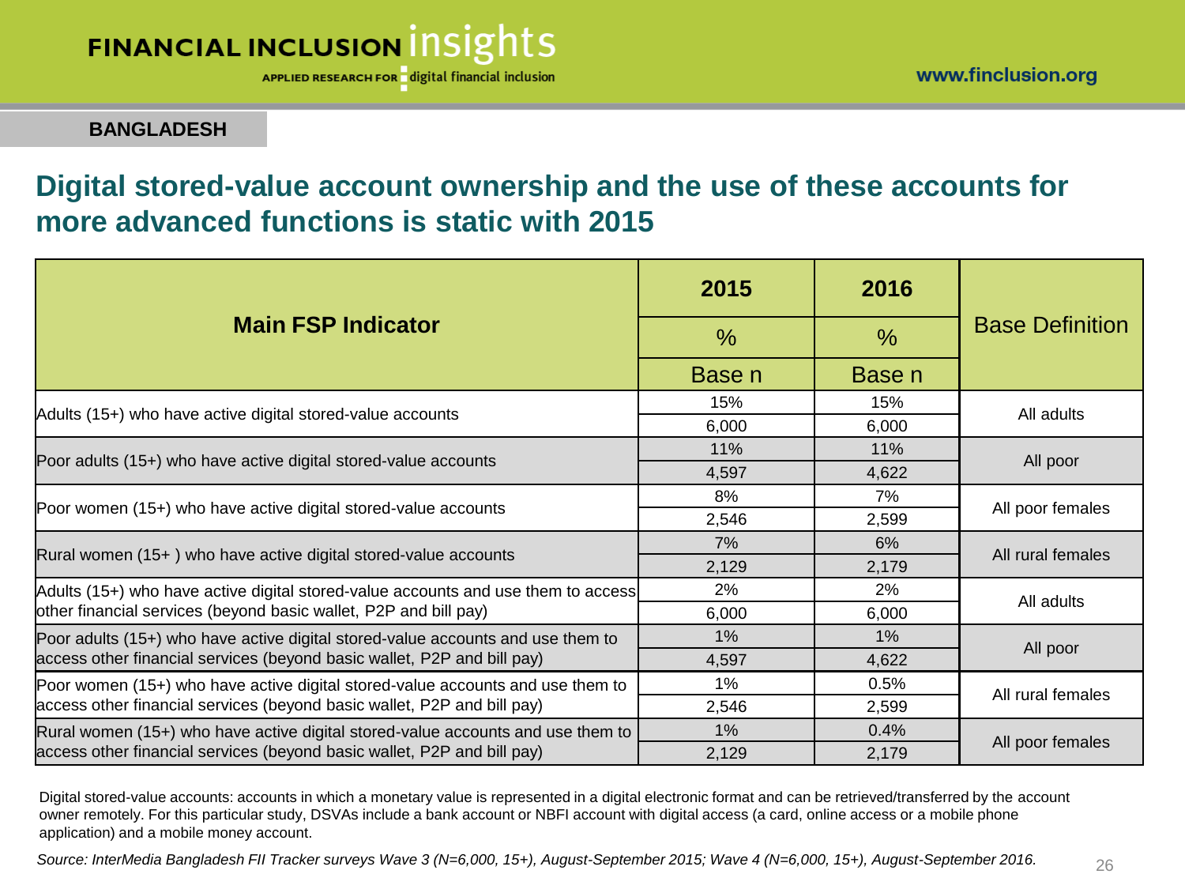**BANGLADESH**

# Digital stored-value account ownership and the use of these accounts for more advanced functions is static with 2015

| Main FSP Indicator | 2015 | 2016 | Base Definition |
|---|---|---|---|
| | % | % | |
| | Base n | Base n | |
| Adults (15+) who have active digital stored-value accounts | 15% | 15% | All adults |
| | 6,000 | 6,000 | |
| Poor adults (15+) who have active digital stored-value accounts | 11% | 11% | All poor |
| | 4,597 | 4,622 | |
| Poor women (15+) who have active digital stored-value accounts | 8% | 7% | All poor females |
| | 2,546 | 2,599 | |
| Rural women (15+ ) who have active digital stored-value accounts | 7% | 6% | All rural females |
| | 2,129 | 2,179 | |
| Adults (15+) who have active digital stored-value accounts and use them to access other financial services (beyond basic wallet, P2P and bill pay) | 2% | 2% | All adults |
| | 6,000 | 6,000 | |
| Poor adults (15+) who have active digital stored-value accounts and use them to access other financial services (beyond basic wallet, P2P and bill pay) | 1% | 1% | All poor |
| | 4,597 | 4,622 | |
| Poor women (15+) who have active digital stored-value accounts and use them to access other financial services (beyond basic wallet, P2P and bill pay) | 1% | 0.5% | All rural females |
| | 2,546 | 2,599 | |
| Rural women (15+) who have active digital stored-value accounts and use them to access other financial services (beyond basic wallet, P2P and bill pay) | 1% | 0.4% | All poor females |
| | 2,129 | 2,179 | |

Digital stored-value accounts: accounts in which a monetary value is represented in a digital electronic format and can be retrieved/transferred by the account owner remotely. For this particular study, DSVAs include a bank account or NBFI account with digital access (a card, online access or a mobile phone application) and a mobile money account.

*Source: InterMedia Bangladesh FII Tracker surveys Wave 3 (N=6,000, 15+), August-September 2015; Wave 4 (N=6,000, 15+), August-September 2016.*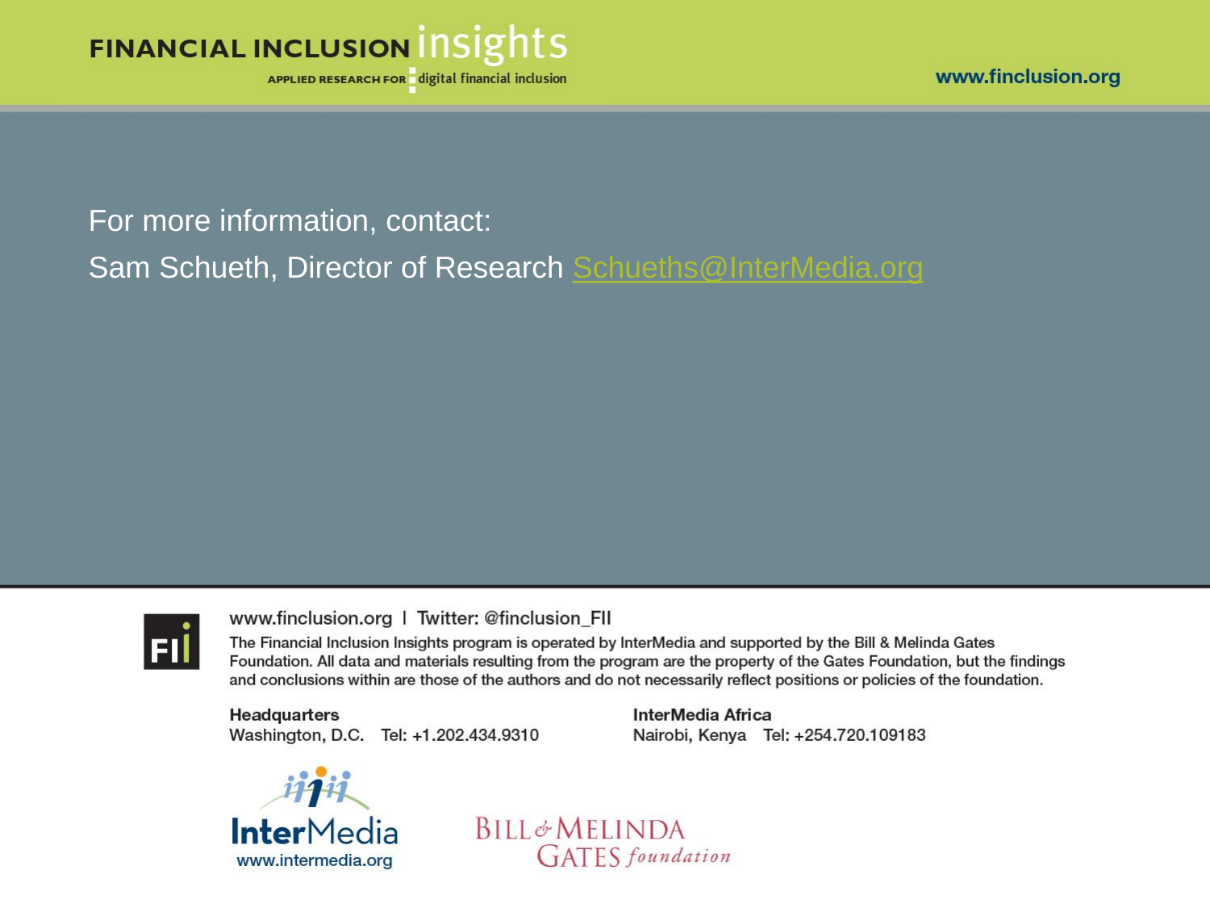For more information, contact:

Sam Schueth, Director of Research Schueths@InterMedia.org

www.finclusion.org | Twitter: @finclusion_FII

The Financial Inclusion Insights program is operated by InterMedia and supported by the Bill & Melinda Gates Foundation. All data and materials resulting from the program are the property of the Gates Foundation, but the findings and conclusions within are those of the authors and do not necessarily reflect positions or policies of the foundation.

**Headquarters**
Washington, D.C. Tel: +1.202.434.9310

**InterMedia Africa**
Nairobi, Kenya Tel: +254.720.109183

InterMedia
www.intermedia.org

BILL & MELINDA GATES foundation